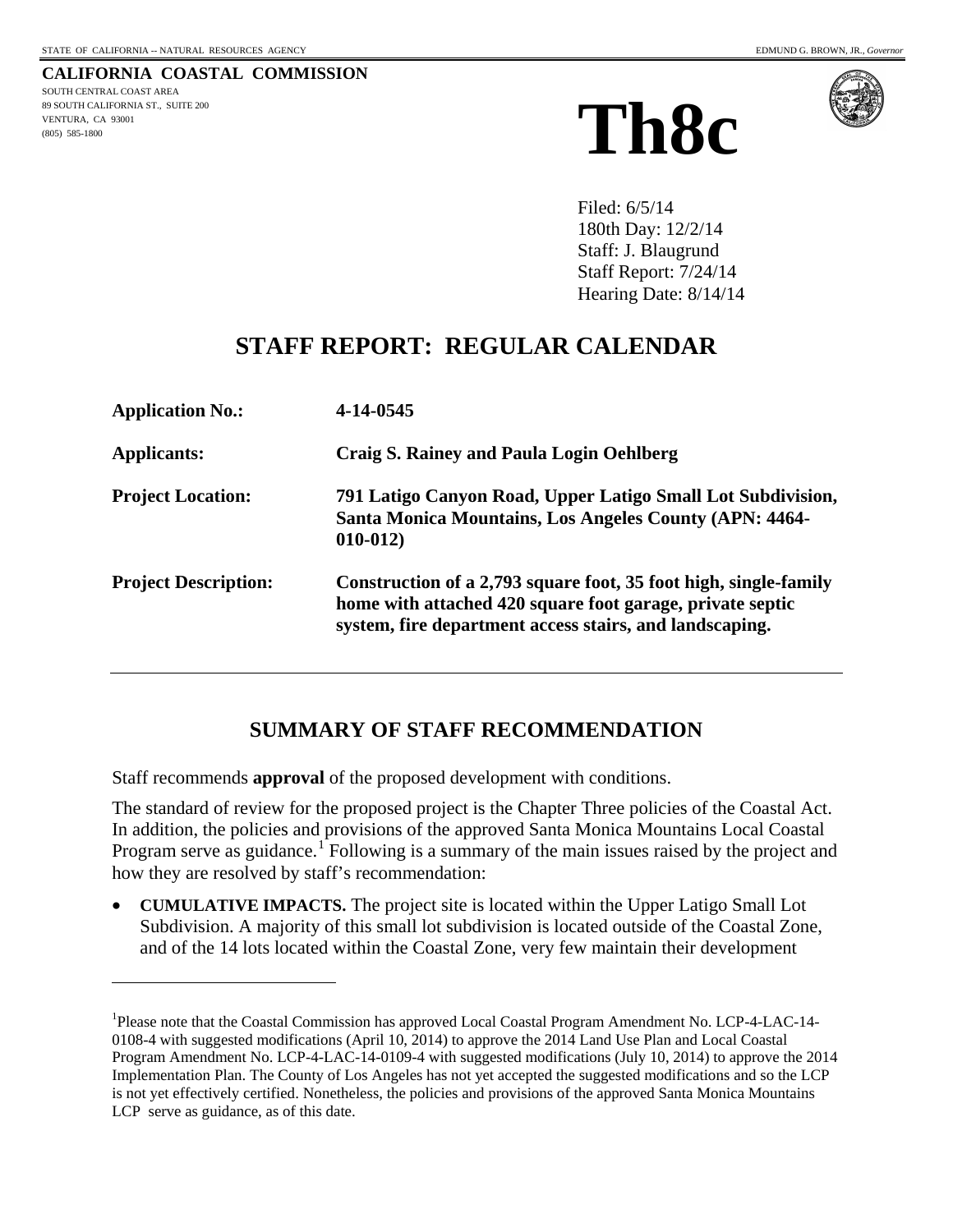STATE OF CALIFORNIA -- NATURAL RESOURCES AGENCY EDMUND G. BROWN, JR., *Governor*

**CALIFORNIA COASTAL COMMISSION**
SOUTH CENTRAL COAST AREA
89 SOUTH CALIFORNIA ST., SUITE 200
VENTURA, CA 93001
(805) 585-1800

# Th8c

Filed: 6/5/14
180th Day: 12/2/14
Staff: J. Blaugrund
Staff Report: 7/24/14
Hearing Date: 8/14/14

## STAFF REPORT: REGULAR CALENDAR

| | |
|---|---|
| **Application No.:** | **4-14-0545** |
| **Applicants:** | **Craig S. Rainey and Paula Login Oehlberg** |
| **Project Location:** | **791 Latigo Canyon Road, Upper Latigo Small Lot Subdivision, Santa Monica Mountains, Los Angeles County (APN: 4464-010-012)** |
| **Project Description:** | **Construction of a 2,793 square foot, 35 foot high, single-family home with attached 420 square foot garage, private septic system, fire department access stairs, and landscaping.** |

## SUMMARY OF STAFF RECOMMENDATION

Staff recommends **approval** of the proposed development with conditions.

The standard of review for the proposed project is the Chapter Three policies of the Coastal Act. In addition, the policies and provisions of the approved Santa Monica Mountains Local Coastal Program serve as guidance.[1] Following is a summary of the main issues raised by the project and how they are resolved by staff's recommendation:

- **CUMULATIVE IMPACTS.** The project site is located within the Upper Latigo Small Lot Subdivision. A majority of this small lot subdivision is located outside of the Coastal Zone, and of the 14 lots located within the Coastal Zone, very few maintain their development

---

[1] Please note that the Coastal Commission has approved Local Coastal Program Amendment No. LCP-4-LAC-14-0108-4 with suggested modifications (April 10, 2014) to approve the 2014 Land Use Plan and Local Coastal Program Amendment No. LCP-4-LAC-14-0109-4 with suggested modifications (July 10, 2014) to approve the 2014 Implementation Plan. The County of Los Angeles has not yet accepted the suggested modifications and so the LCP is not yet effectively certified. Nonetheless, the policies and provisions of the approved Santa Monica Mountains LCP serve as guidance, as of this date.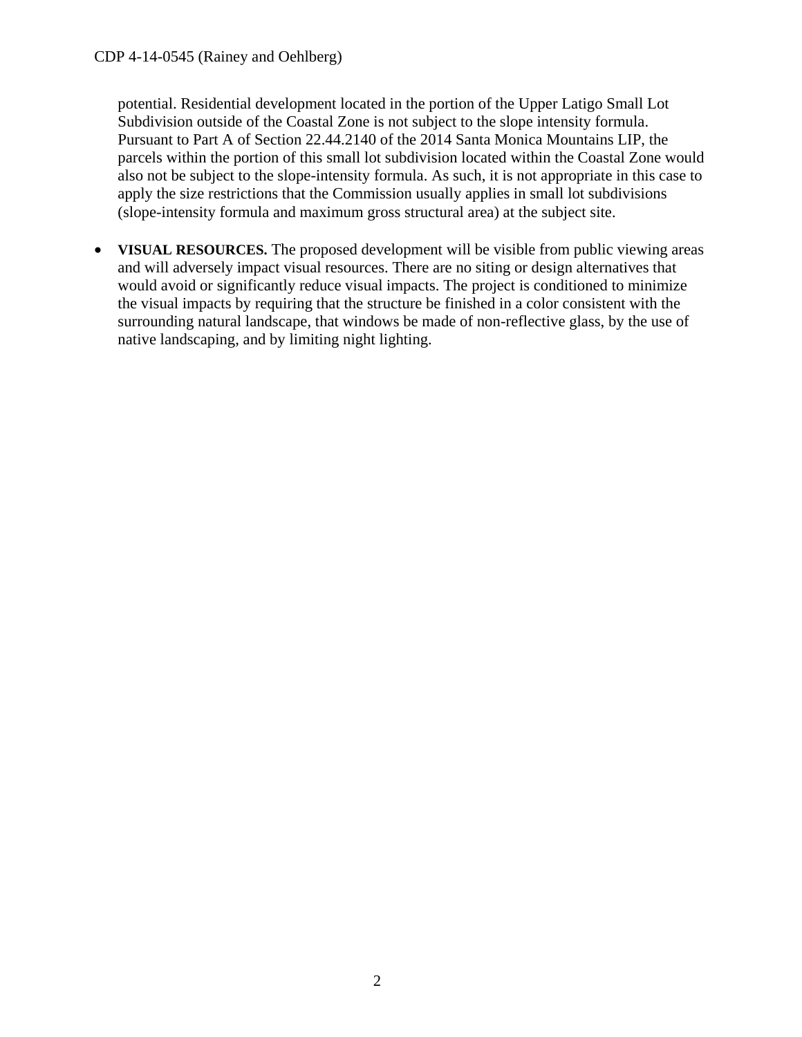potential. Residential development located in the portion of the Upper Latigo Small Lot Subdivision outside of the Coastal Zone is not subject to the slope intensity formula. Pursuant to Part A of Section 22.44.2140 of the 2014 Santa Monica Mountains LIP, the parcels within the portion of this small lot subdivision located within the Coastal Zone would also not be subject to the slope-intensity formula. As such, it is not appropriate in this case to apply the size restrictions that the Commission usually applies in small lot subdivisions (slope-intensity formula and maximum gross structural area) at the subject site.

- **VISUAL RESOURCES.** The proposed development will be visible from public viewing areas and will adversely impact visual resources. There are no siting or design alternatives that would avoid or significantly reduce visual impacts. The project is conditioned to minimize the visual impacts by requiring that the structure be finished in a color consistent with the surrounding natural landscape, that windows be made of non-reflective glass, by the use of native landscaping, and by limiting night lighting.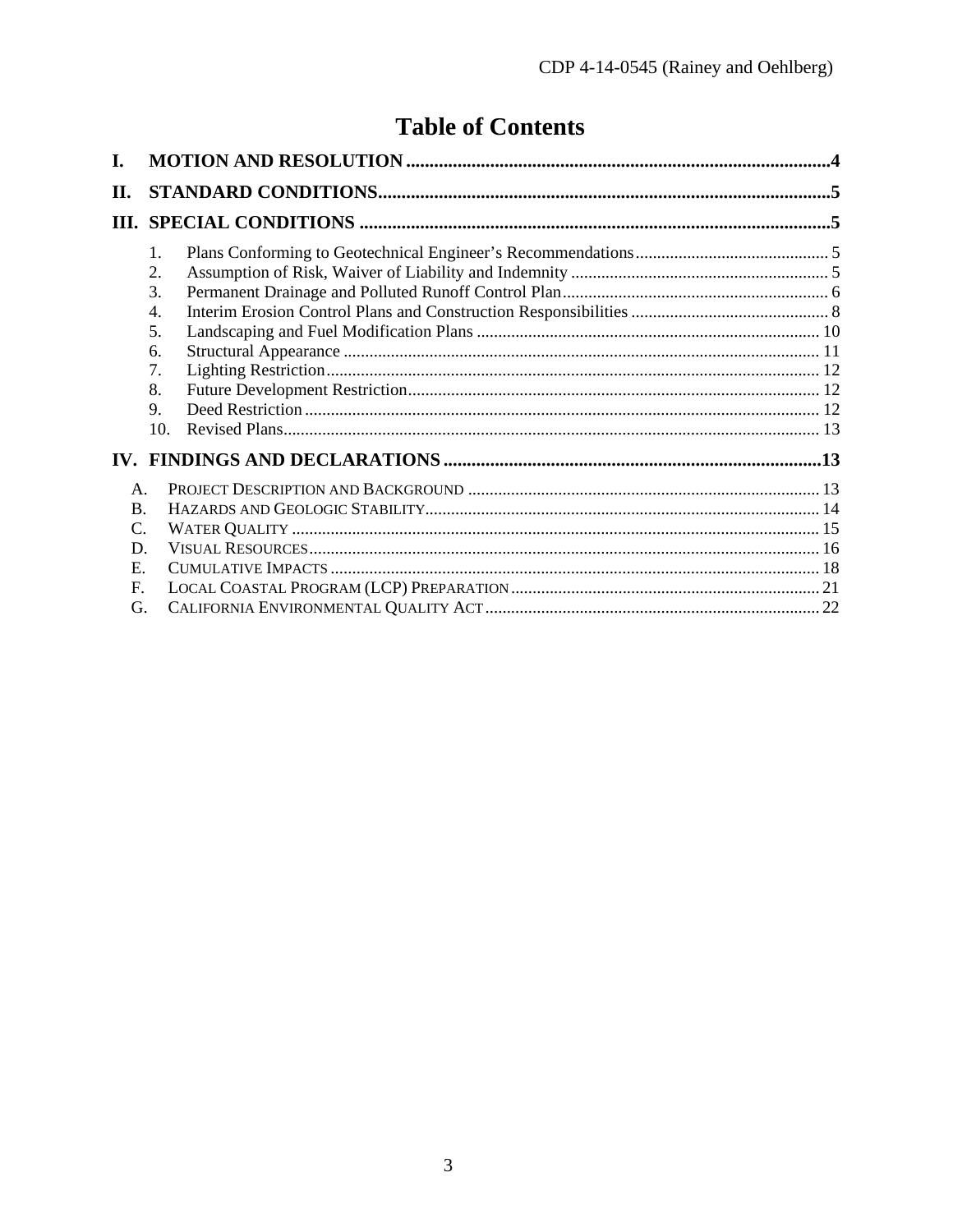# Table of Contents

**I. MOTION AND RESOLUTION .......... 4**

**II. STANDARD CONDITIONS .......... 5**

**III. SPECIAL CONDITIONS .......... 5**

1. Plans Conforming to Geotechnical Engineer's Recommendations .......... 5
2. Assumption of Risk, Waiver of Liability and Indemnity .......... 5
3. Permanent Drainage and Polluted Runoff Control Plan .......... 6
4. Interim Erosion Control Plans and Construction Responsibilities .......... 8
5. Landscaping and Fuel Modification Plans .......... 10
6. Structural Appearance .......... 11
7. Lighting Restriction .......... 12
8. Future Development Restriction .......... 12
9. Deed Restriction .......... 12
10. Revised Plans .......... 13

**IV. FINDINGS AND DECLARATIONS .......... 13**

A. PROJECT DESCRIPTION AND BACKGROUND .......... 13
B. HAZARDS AND GEOLOGIC STABILITY .......... 14
C. WATER QUALITY .......... 15
D. VISUAL RESOURCES .......... 16
E. CUMULATIVE IMPACTS .......... 18
F. LOCAL COASTAL PROGRAM (LCP) PREPARATION .......... 21
G. CALIFORNIA ENVIRONMENTAL QUALITY ACT .......... 22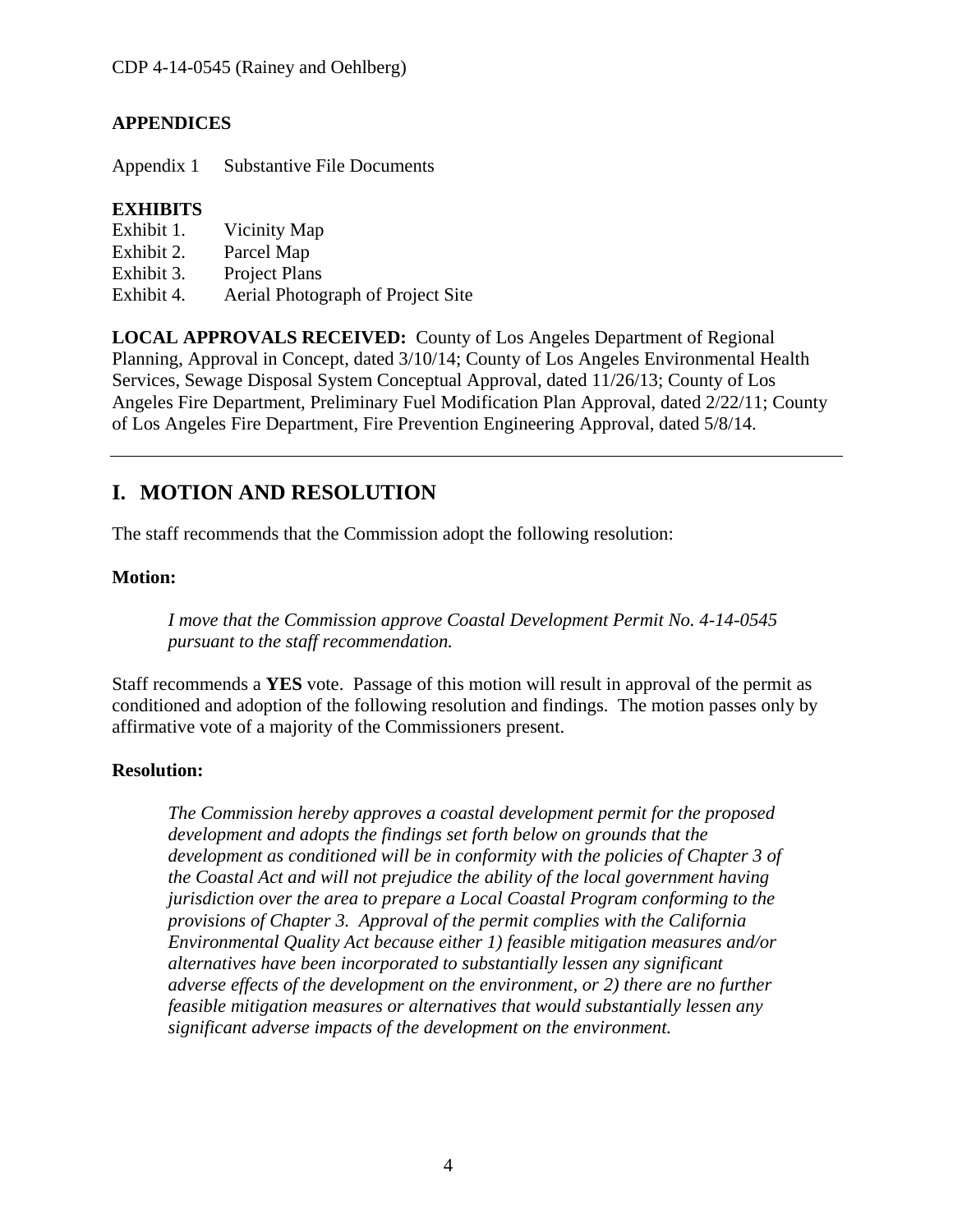**APPENDICES**

Appendix 1 Substantive File Documents

**EXHIBITS**

Exhibit 1. Vicinity Map
Exhibit 2. Parcel Map
Exhibit 3. Project Plans
Exhibit 4. Aerial Photograph of Project Site

**LOCAL APPROVALS RECEIVED:** County of Los Angeles Department of Regional Planning, Approval in Concept, dated 3/10/14; County of Los Angeles Environmental Health Services, Sewage Disposal System Conceptual Approval, dated 11/26/13; County of Los Angeles Fire Department, Preliminary Fuel Modification Plan Approval, dated 2/22/11; County of Los Angeles Fire Department, Fire Prevention Engineering Approval, dated 5/8/14.

---

## I. MOTION AND RESOLUTION

The staff recommends that the Commission adopt the following resolution:

**Motion:**

*I move that the Commission approve Coastal Development Permit No. 4-14-0545 pursuant to the staff recommendation.*

Staff recommends a **YES** vote. Passage of this motion will result in approval of the permit as conditioned and adoption of the following resolution and findings. The motion passes only by affirmative vote of a majority of the Commissioners present.

**Resolution:**

*The Commission hereby approves a coastal development permit for the proposed development and adopts the findings set forth below on grounds that the development as conditioned will be in conformity with the policies of Chapter 3 of the Coastal Act and will not prejudice the ability of the local government having jurisdiction over the area to prepare a Local Coastal Program conforming to the provisions of Chapter 3. Approval of the permit complies with the California Environmental Quality Act because either 1) feasible mitigation measures and/or alternatives have been incorporated to substantially lessen any significant adverse effects of the development on the environment, or 2) there are no further feasible mitigation measures or alternatives that would substantially lessen any significant adverse impacts of the development on the environment.*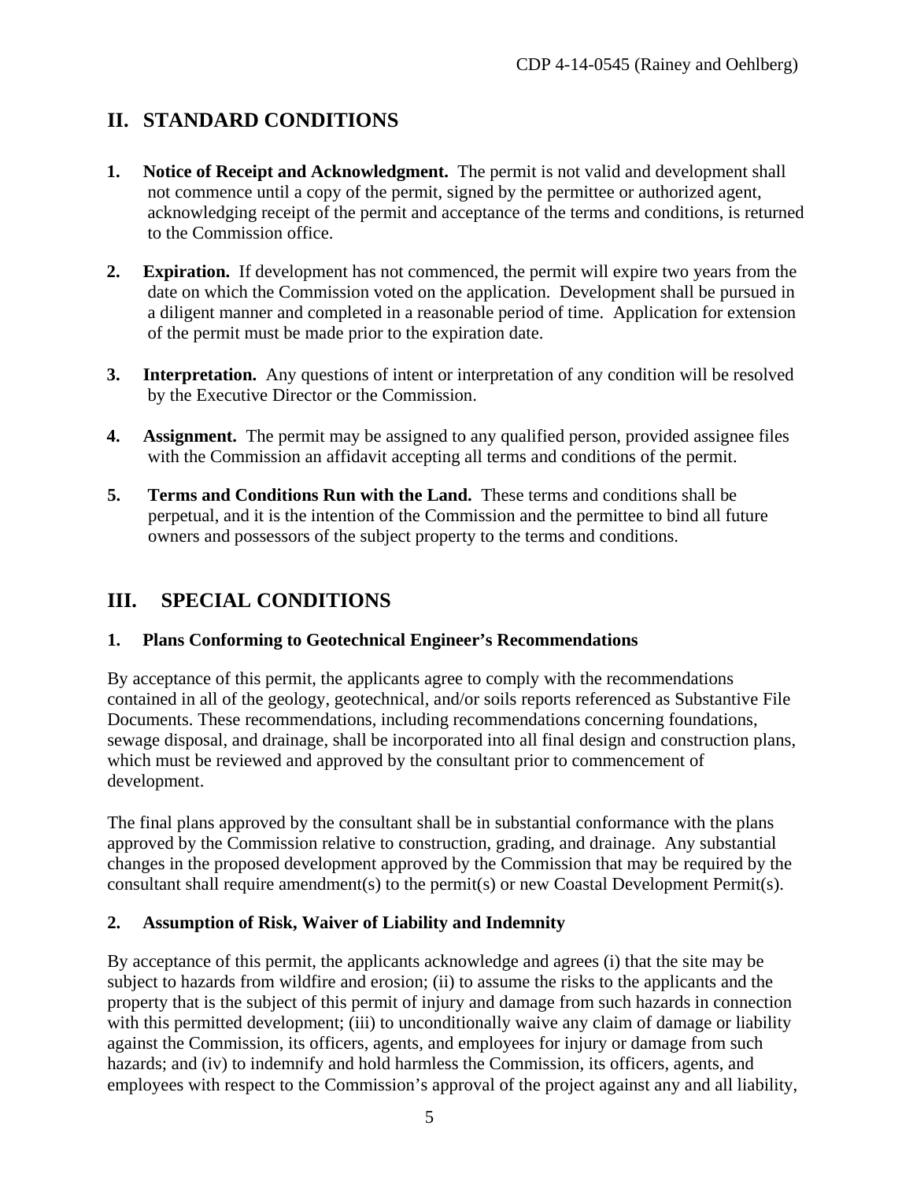## II. STANDARD CONDITIONS

1. **Notice of Receipt and Acknowledgment.** The permit is not valid and development shall not commence until a copy of the permit, signed by the permittee or authorized agent, acknowledging receipt of the permit and acceptance of the terms and conditions, is returned to the Commission office.

2. **Expiration.** If development has not commenced, the permit will expire two years from the date on which the Commission voted on the application. Development shall be pursued in a diligent manner and completed in a reasonable period of time. Application for extension of the permit must be made prior to the expiration date.

3. **Interpretation.** Any questions of intent or interpretation of any condition will be resolved by the Executive Director or the Commission.

4. **Assignment.** The permit may be assigned to any qualified person, provided assignee files with the Commission an affidavit accepting all terms and conditions of the permit.

5. **Terms and Conditions Run with the Land.** These terms and conditions shall be perpetual, and it is the intention of the Commission and the permittee to bind all future owners and possessors of the subject property to the terms and conditions.

## III. SPECIAL CONDITIONS

### 1. Plans Conforming to Geotechnical Engineer's Recommendations

By acceptance of this permit, the applicants agree to comply with the recommendations contained in all of the geology, geotechnical, and/or soils reports referenced as Substantive File Documents. These recommendations, including recommendations concerning foundations, sewage disposal, and drainage, shall be incorporated into all final design and construction plans, which must be reviewed and approved by the consultant prior to commencement of development.

The final plans approved by the consultant shall be in substantial conformance with the plans approved by the Commission relative to construction, grading, and drainage. Any substantial changes in the proposed development approved by the Commission that may be required by the consultant shall require amendment(s) to the permit(s) or new Coastal Development Permit(s).

### 2. Assumption of Risk, Waiver of Liability and Indemnity

By acceptance of this permit, the applicants acknowledge and agrees (i) that the site may be subject to hazards from wildfire and erosion; (ii) to assume the risks to the applicants and the property that is the subject of this permit of injury and damage from such hazards in connection with this permitted development; (iii) to unconditionally waive any claim of damage or liability against the Commission, its officers, agents, and employees for injury or damage from such hazards; and (iv) to indemnify and hold harmless the Commission, its officers, agents, and employees with respect to the Commission's approval of the project against any and all liability,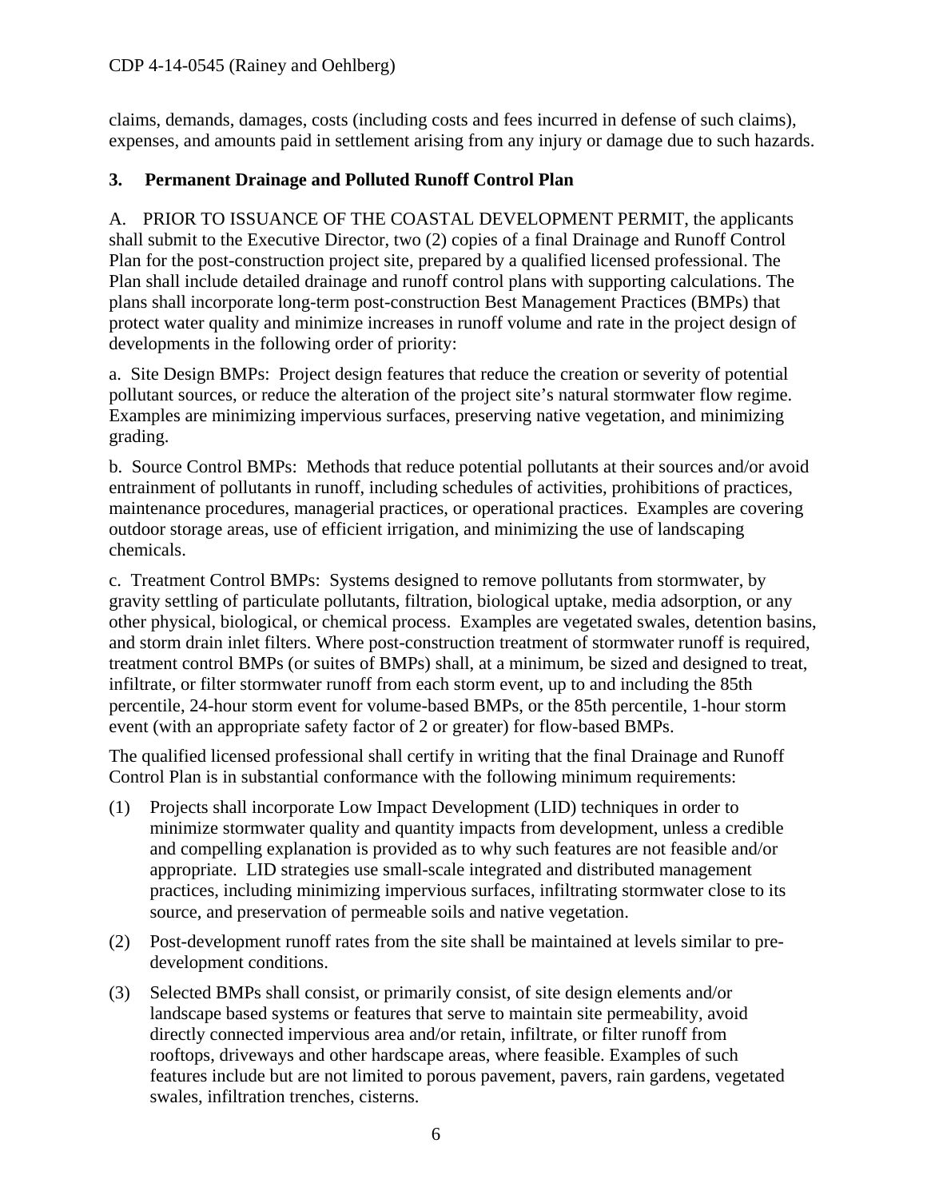claims, demands, damages, costs (including costs and fees incurred in defense of such claims), expenses, and amounts paid in settlement arising from any injury or damage due to such hazards.

### 3. Permanent Drainage and Polluted Runoff Control Plan

A. PRIOR TO ISSUANCE OF THE COASTAL DEVELOPMENT PERMIT, the applicants shall submit to the Executive Director, two (2) copies of a final Drainage and Runoff Control Plan for the post-construction project site, prepared by a qualified licensed professional. The Plan shall include detailed drainage and runoff control plans with supporting calculations. The plans shall incorporate long-term post-construction Best Management Practices (BMPs) that protect water quality and minimize increases in runoff volume and rate in the project design of developments in the following order of priority:

a. Site Design BMPs: Project design features that reduce the creation or severity of potential pollutant sources, or reduce the alteration of the project site's natural stormwater flow regime. Examples are minimizing impervious surfaces, preserving native vegetation, and minimizing grading.

b. Source Control BMPs: Methods that reduce potential pollutants at their sources and/or avoid entrainment of pollutants in runoff, including schedules of activities, prohibitions of practices, maintenance procedures, managerial practices, or operational practices. Examples are covering outdoor storage areas, use of efficient irrigation, and minimizing the use of landscaping chemicals.

c. Treatment Control BMPs: Systems designed to remove pollutants from stormwater, by gravity settling of particulate pollutants, filtration, biological uptake, media adsorption, or any other physical, biological, or chemical process. Examples are vegetated swales, detention basins, and storm drain inlet filters. Where post-construction treatment of stormwater runoff is required, treatment control BMPs (or suites of BMPs) shall, at a minimum, be sized and designed to treat, infiltrate, or filter stormwater runoff from each storm event, up to and including the 85th percentile, 24-hour storm event for volume-based BMPs, or the 85th percentile, 1-hour storm event (with an appropriate safety factor of 2 or greater) for flow-based BMPs.

The qualified licensed professional shall certify in writing that the final Drainage and Runoff Control Plan is in substantial conformance with the following minimum requirements:

(1) Projects shall incorporate Low Impact Development (LID) techniques in order to minimize stormwater quality and quantity impacts from development, unless a credible and compelling explanation is provided as to why such features are not feasible and/or appropriate. LID strategies use small-scale integrated and distributed management practices, including minimizing impervious surfaces, infiltrating stormwater close to its source, and preservation of permeable soils and native vegetation.

(2) Post-development runoff rates from the site shall be maintained at levels similar to pre-development conditions.

(3) Selected BMPs shall consist, or primarily consist, of site design elements and/or landscape based systems or features that serve to maintain site permeability, avoid directly connected impervious area and/or retain, infiltrate, or filter runoff from rooftops, driveways and other hardscape areas, where feasible. Examples of such features include but are not limited to porous pavement, pavers, rain gardens, vegetated swales, infiltration trenches, cisterns.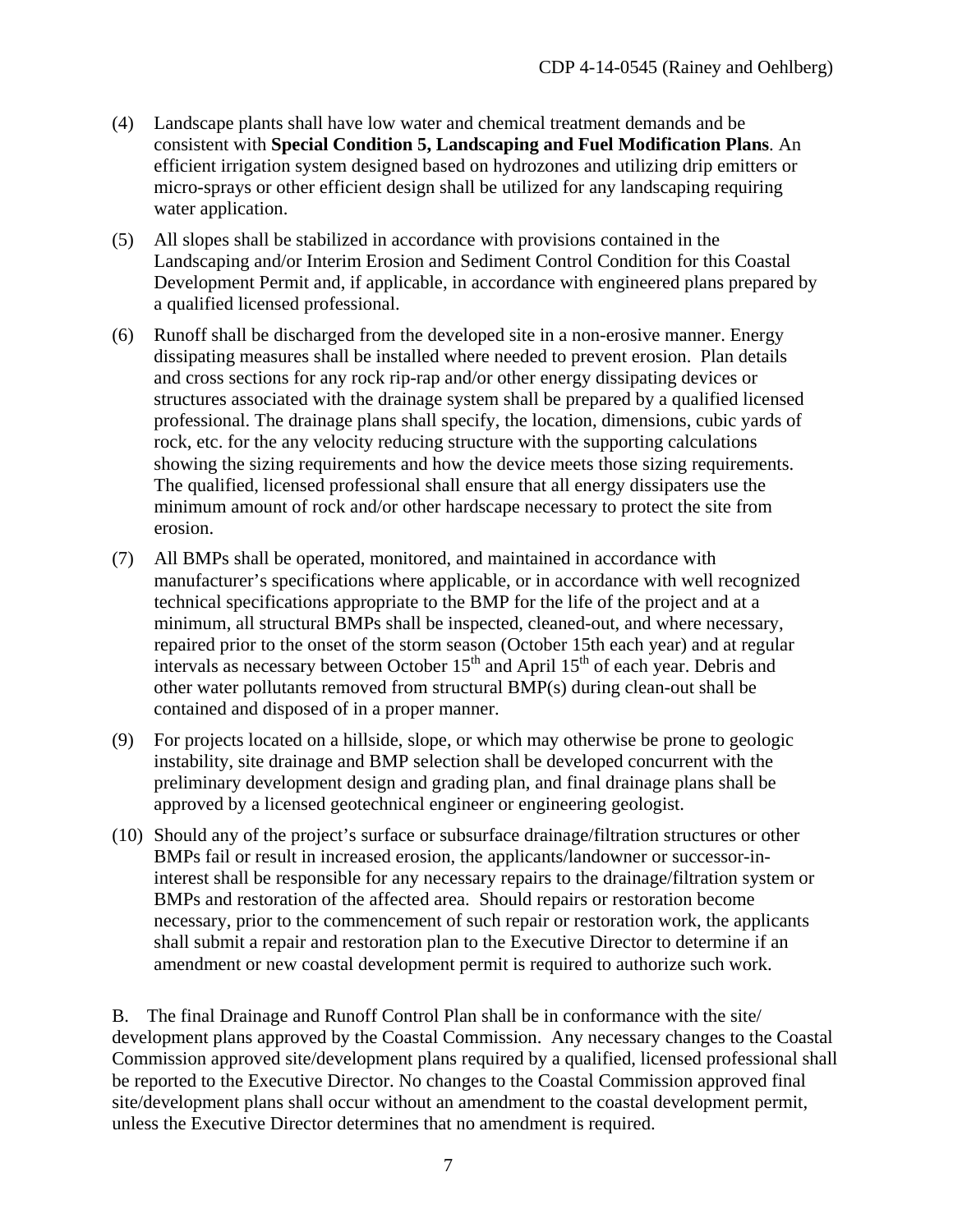(4) Landscape plants shall have low water and chemical treatment demands and be consistent with **Special Condition 5, Landscaping and Fuel Modification Plans**. An efficient irrigation system designed based on hydrozones and utilizing drip emitters or micro-sprays or other efficient design shall be utilized for any landscaping requiring water application.

(5) All slopes shall be stabilized in accordance with provisions contained in the Landscaping and/or Interim Erosion and Sediment Control Condition for this Coastal Development Permit and, if applicable, in accordance with engineered plans prepared by a qualified licensed professional.

(6) Runoff shall be discharged from the developed site in a non-erosive manner. Energy dissipating measures shall be installed where needed to prevent erosion. Plan details and cross sections for any rock rip-rap and/or other energy dissipating devices or structures associated with the drainage system shall be prepared by a qualified licensed professional. The drainage plans shall specify, the location, dimensions, cubic yards of rock, etc. for the any velocity reducing structure with the supporting calculations showing the sizing requirements and how the device meets those sizing requirements. The qualified, licensed professional shall ensure that all energy dissipaters use the minimum amount of rock and/or other hardscape necessary to protect the site from erosion.

(7) All BMPs shall be operated, monitored, and maintained in accordance with manufacturer's specifications where applicable, or in accordance with well recognized technical specifications appropriate to the BMP for the life of the project and at a minimum, all structural BMPs shall be inspected, cleaned-out, and where necessary, repaired prior to the onset of the storm season (October 15th each year) and at regular intervals as necessary between October 15th and April 15th of each year. Debris and other water pollutants removed from structural BMP(s) during clean-out shall be contained and disposed of in a proper manner.

(9) For projects located on a hillside, slope, or which may otherwise be prone to geologic instability, site drainage and BMP selection shall be developed concurrent with the preliminary development design and grading plan, and final drainage plans shall be approved by a licensed geotechnical engineer or engineering geologist.

(10) Should any of the project's surface or subsurface drainage/filtration structures or other BMPs fail or result in increased erosion, the applicants/landowner or successor-in-interest shall be responsible for any necessary repairs to the drainage/filtration system or BMPs and restoration of the affected area. Should repairs or restoration become necessary, prior to the commencement of such repair or restoration work, the applicants shall submit a repair and restoration plan to the Executive Director to determine if an amendment or new coastal development permit is required to authorize such work.

B. The final Drainage and Runoff Control Plan shall be in conformance with the site/ development plans approved by the Coastal Commission. Any necessary changes to the Coastal Commission approved site/development plans required by a qualified, licensed professional shall be reported to the Executive Director. No changes to the Coastal Commission approved final site/development plans shall occur without an amendment to the coastal development permit, unless the Executive Director determines that no amendment is required.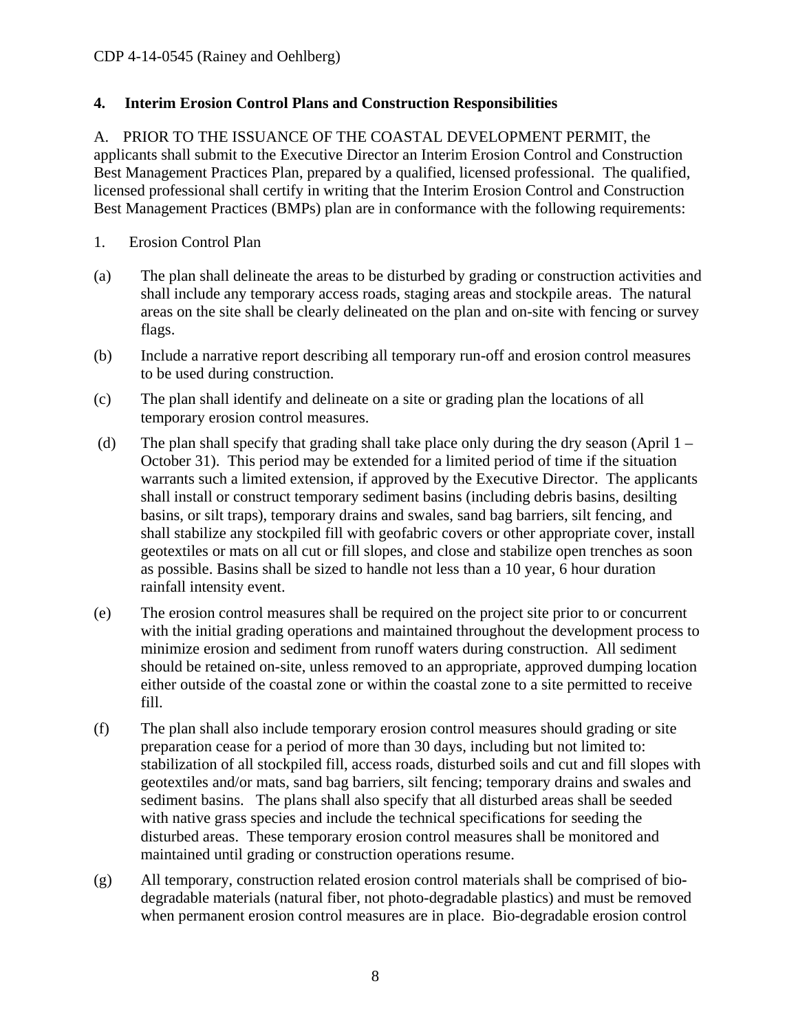**4. Interim Erosion Control Plans and Construction Responsibilities**

A. PRIOR TO THE ISSUANCE OF THE COASTAL DEVELOPMENT PERMIT, the applicants shall submit to the Executive Director an Interim Erosion Control and Construction Best Management Practices Plan, prepared by a qualified, licensed professional. The qualified, licensed professional shall certify in writing that the Interim Erosion Control and Construction Best Management Practices (BMPs) plan are in conformance with the following requirements:

1. Erosion Control Plan

(a) The plan shall delineate the areas to be disturbed by grading or construction activities and shall include any temporary access roads, staging areas and stockpile areas. The natural areas on the site shall be clearly delineated on the plan and on-site with fencing or survey flags.

(b) Include a narrative report describing all temporary run-off and erosion control measures to be used during construction.

(c) The plan shall identify and delineate on a site or grading plan the locations of all temporary erosion control measures.

(d) The plan shall specify that grading shall take place only during the dry season (April 1 – October 31). This period may be extended for a limited period of time if the situation warrants such a limited extension, if approved by the Executive Director. The applicants shall install or construct temporary sediment basins (including debris basins, desilting basins, or silt traps), temporary drains and swales, sand bag barriers, silt fencing, and shall stabilize any stockpiled fill with geofabric covers or other appropriate cover, install geotextiles or mats on all cut or fill slopes, and close and stabilize open trenches as soon as possible. Basins shall be sized to handle not less than a 10 year, 6 hour duration rainfall intensity event.

(e) The erosion control measures shall be required on the project site prior to or concurrent with the initial grading operations and maintained throughout the development process to minimize erosion and sediment from runoff waters during construction. All sediment should be retained on-site, unless removed to an appropriate, approved dumping location either outside of the coastal zone or within the coastal zone to a site permitted to receive fill.

(f) The plan shall also include temporary erosion control measures should grading or site preparation cease for a period of more than 30 days, including but not limited to: stabilization of all stockpiled fill, access roads, disturbed soils and cut and fill slopes with geotextiles and/or mats, sand bag barriers, silt fencing; temporary drains and swales and sediment basins. The plans shall also specify that all disturbed areas shall be seeded with native grass species and include the technical specifications for seeding the disturbed areas. These temporary erosion control measures shall be monitored and maintained until grading or construction operations resume.

(g) All temporary, construction related erosion control materials shall be comprised of bio-degradable materials (natural fiber, not photo-degradable plastics) and must be removed when permanent erosion control measures are in place. Bio-degradable erosion control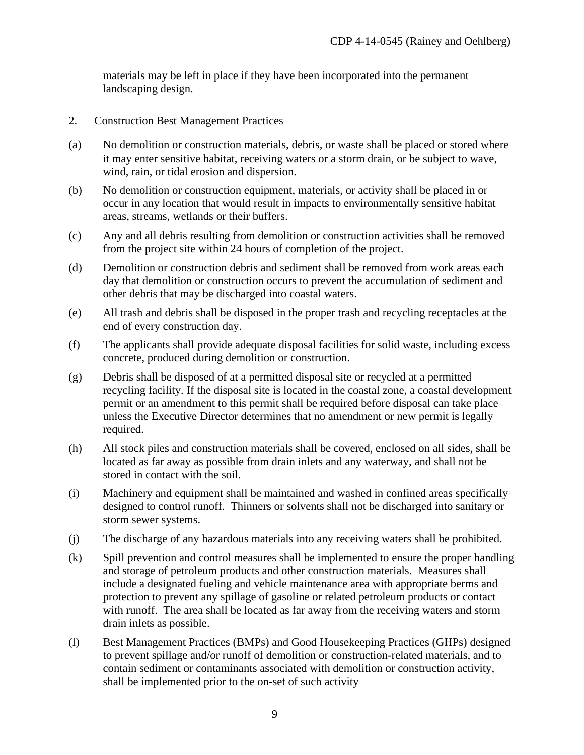materials may be left in place if they have been incorporated into the permanent landscaping design.

2. Construction Best Management Practices

(a) No demolition or construction materials, debris, or waste shall be placed or stored where it may enter sensitive habitat, receiving waters or a storm drain, or be subject to wave, wind, rain, or tidal erosion and dispersion.

(b) No demolition or construction equipment, materials, or activity shall be placed in or occur in any location that would result in impacts to environmentally sensitive habitat areas, streams, wetlands or their buffers.

(c) Any and all debris resulting from demolition or construction activities shall be removed from the project site within 24 hours of completion of the project.

(d) Demolition or construction debris and sediment shall be removed from work areas each day that demolition or construction occurs to prevent the accumulation of sediment and other debris that may be discharged into coastal waters.

(e) All trash and debris shall be disposed in the proper trash and recycling receptacles at the end of every construction day.

(f) The applicants shall provide adequate disposal facilities for solid waste, including excess concrete, produced during demolition or construction.

(g) Debris shall be disposed of at a permitted disposal site or recycled at a permitted recycling facility. If the disposal site is located in the coastal zone, a coastal development permit or an amendment to this permit shall be required before disposal can take place unless the Executive Director determines that no amendment or new permit is legally required.

(h) All stock piles and construction materials shall be covered, enclosed on all sides, shall be located as far away as possible from drain inlets and any waterway, and shall not be stored in contact with the soil.

(i) Machinery and equipment shall be maintained and washed in confined areas specifically designed to control runoff. Thinners or solvents shall not be discharged into sanitary or storm sewer systems.

(j) The discharge of any hazardous materials into any receiving waters shall be prohibited.

(k) Spill prevention and control measures shall be implemented to ensure the proper handling and storage of petroleum products and other construction materials. Measures shall include a designated fueling and vehicle maintenance area with appropriate berms and protection to prevent any spillage of gasoline or related petroleum products or contact with runoff. The area shall be located as far away from the receiving waters and storm drain inlets as possible.

(l) Best Management Practices (BMPs) and Good Housekeeping Practices (GHPs) designed to prevent spillage and/or runoff of demolition or construction-related materials, and to contain sediment or contaminants associated with demolition or construction activity, shall be implemented prior to the on-set of such activity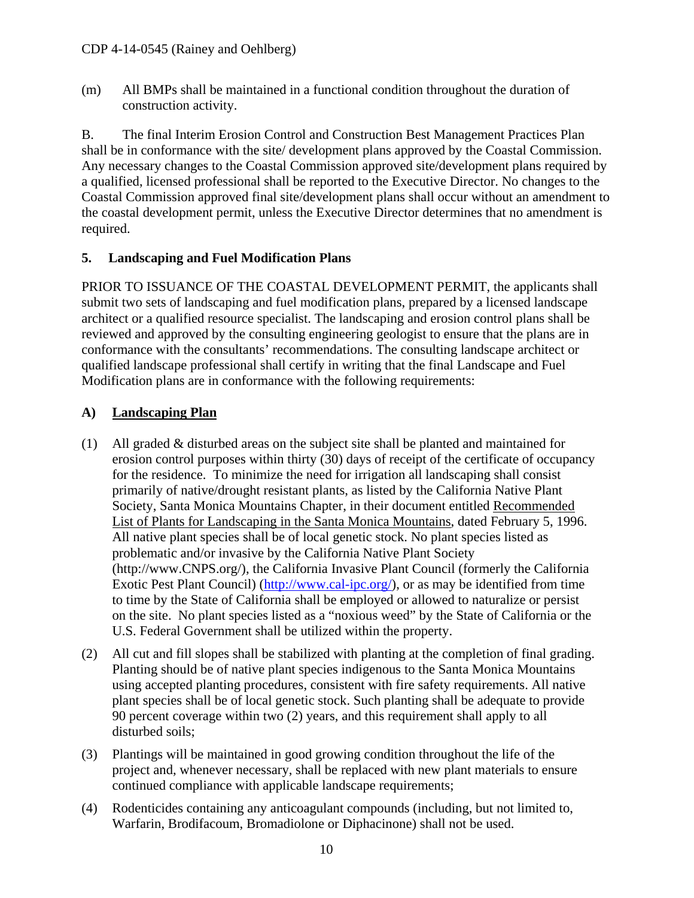(m) All BMPs shall be maintained in a functional condition throughout the duration of construction activity.

B. The final Interim Erosion Control and Construction Best Management Practices Plan shall be in conformance with the site/ development plans approved by the Coastal Commission. Any necessary changes to the Coastal Commission approved site/development plans required by a qualified, licensed professional shall be reported to the Executive Director. No changes to the Coastal Commission approved final site/development plans shall occur without an amendment to the coastal development permit, unless the Executive Director determines that no amendment is required.

**5. Landscaping and Fuel Modification Plans**

PRIOR TO ISSUANCE OF THE COASTAL DEVELOPMENT PERMIT, the applicants shall submit two sets of landscaping and fuel modification plans, prepared by a licensed landscape architect or a qualified resource specialist. The landscaping and erosion control plans shall be reviewed and approved by the consulting engineering geologist to ensure that the plans are in conformance with the consultants' recommendations. The consulting landscape architect or qualified landscape professional shall certify in writing that the final Landscape and Fuel Modification plans are in conformance with the following requirements:

**A) Landscaping Plan**

(1) All graded & disturbed areas on the subject site shall be planted and maintained for erosion control purposes within thirty (30) days of receipt of the certificate of occupancy for the residence. To minimize the need for irrigation all landscaping shall consist primarily of native/drought resistant plants, as listed by the California Native Plant Society, Santa Monica Mountains Chapter, in their document entitled Recommended List of Plants for Landscaping in the Santa Monica Mountains, dated February 5, 1996. All native plant species shall be of local genetic stock. No plant species listed as problematic and/or invasive by the California Native Plant Society (http://www.CNPS.org/), the California Invasive Plant Council (formerly the California Exotic Pest Plant Council) (http://www.cal-ipc.org/), or as may be identified from time to time by the State of California shall be employed or allowed to naturalize or persist on the site. No plant species listed as a "noxious weed" by the State of California or the U.S. Federal Government shall be utilized within the property.

(2) All cut and fill slopes shall be stabilized with planting at the completion of final grading. Planting should be of native plant species indigenous to the Santa Monica Mountains using accepted planting procedures, consistent with fire safety requirements. All native plant species shall be of local genetic stock. Such planting shall be adequate to provide 90 percent coverage within two (2) years, and this requirement shall apply to all disturbed soils;

(3) Plantings will be maintained in good growing condition throughout the life of the project and, whenever necessary, shall be replaced with new plant materials to ensure continued compliance with applicable landscape requirements;

(4) Rodenticides containing any anticoagulant compounds (including, but not limited to, Warfarin, Brodifacoum, Bromadiolone or Diphacinone) shall not be used.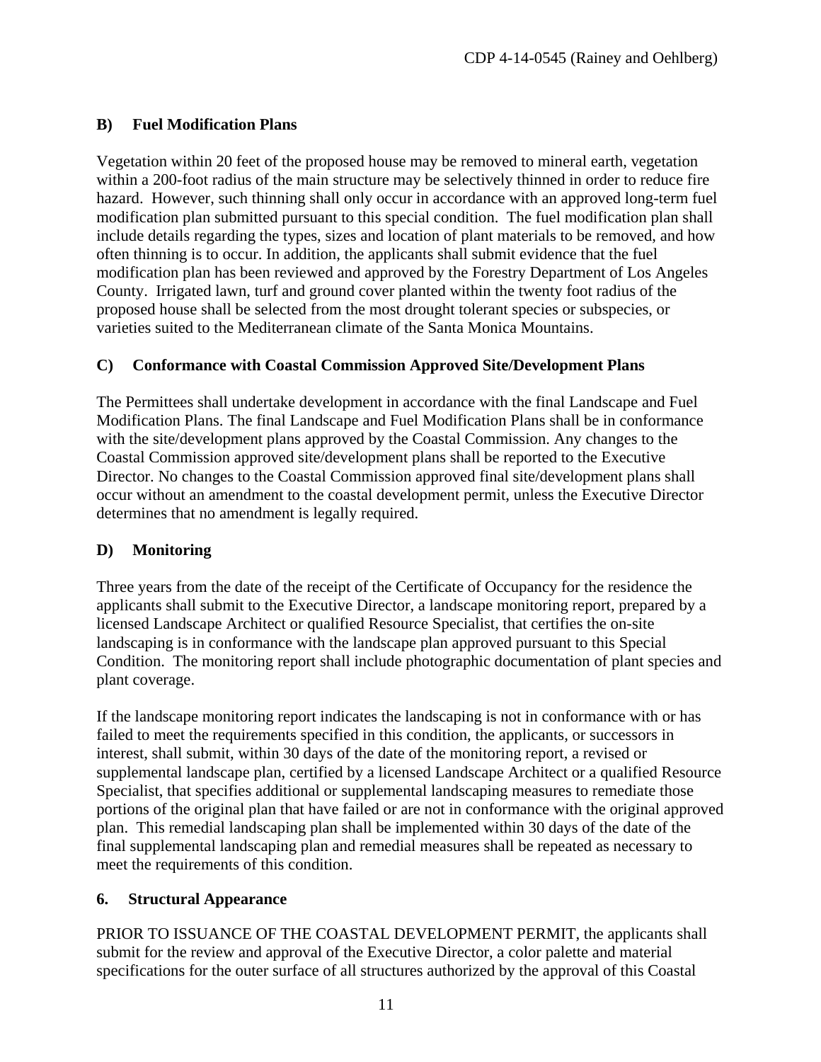**B) Fuel Modification Plans**

Vegetation within 20 feet of the proposed house may be removed to mineral earth, vegetation within a 200-foot radius of the main structure may be selectively thinned in order to reduce fire hazard. However, such thinning shall only occur in accordance with an approved long-term fuel modification plan submitted pursuant to this special condition. The fuel modification plan shall include details regarding the types, sizes and location of plant materials to be removed, and how often thinning is to occur. In addition, the applicants shall submit evidence that the fuel modification plan has been reviewed and approved by the Forestry Department of Los Angeles County. Irrigated lawn, turf and ground cover planted within the twenty foot radius of the proposed house shall be selected from the most drought tolerant species or subspecies, or varieties suited to the Mediterranean climate of the Santa Monica Mountains.

**C) Conformance with Coastal Commission Approved Site/Development Plans**

The Permittees shall undertake development in accordance with the final Landscape and Fuel Modification Plans. The final Landscape and Fuel Modification Plans shall be in conformance with the site/development plans approved by the Coastal Commission. Any changes to the Coastal Commission approved site/development plans shall be reported to the Executive Director. No changes to the Coastal Commission approved final site/development plans shall occur without an amendment to the coastal development permit, unless the Executive Director determines that no amendment is legally required.

**D) Monitoring**

Three years from the date of the receipt of the Certificate of Occupancy for the residence the applicants shall submit to the Executive Director, a landscape monitoring report, prepared by a licensed Landscape Architect or qualified Resource Specialist, that certifies the on-site landscaping is in conformance with the landscape plan approved pursuant to this Special Condition. The monitoring report shall include photographic documentation of plant species and plant coverage.

If the landscape monitoring report indicates the landscaping is not in conformance with or has failed to meet the requirements specified in this condition, the applicants, or successors in interest, shall submit, within 30 days of the date of the monitoring report, a revised or supplemental landscape plan, certified by a licensed Landscape Architect or a qualified Resource Specialist, that specifies additional or supplemental landscaping measures to remediate those portions of the original plan that have failed or are not in conformance with the original approved plan. This remedial landscaping plan shall be implemented within 30 days of the date of the final supplemental landscaping plan and remedial measures shall be repeated as necessary to meet the requirements of this condition.

**6. Structural Appearance**

PRIOR TO ISSUANCE OF THE COASTAL DEVELOPMENT PERMIT, the applicants shall submit for the review and approval of the Executive Director, a color palette and material specifications for the outer surface of all structures authorized by the approval of this Coastal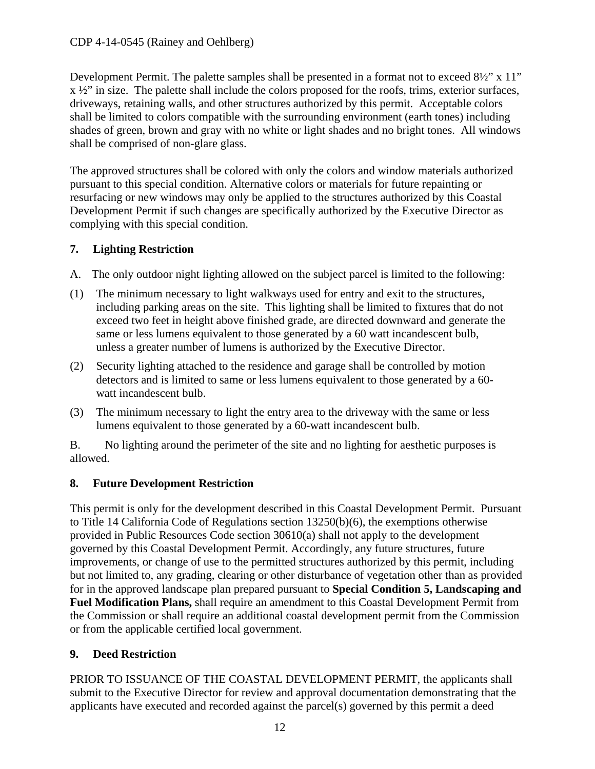Development Permit. The palette samples shall be presented in a format not to exceed 8½" x 11" x ½" in size. The palette shall include the colors proposed for the roofs, trims, exterior surfaces, driveways, retaining walls, and other structures authorized by this permit. Acceptable colors shall be limited to colors compatible with the surrounding environment (earth tones) including shades of green, brown and gray with no white or light shades and no bright tones. All windows shall be comprised of non-glare glass.

The approved structures shall be colored with only the colors and window materials authorized pursuant to this special condition. Alternative colors or materials for future repainting or resurfacing or new windows may only be applied to the structures authorized by this Coastal Development Permit if such changes are specifically authorized by the Executive Director as complying with this special condition.

**7. Lighting Restriction**

A. The only outdoor night lighting allowed on the subject parcel is limited to the following:

(1) The minimum necessary to light walkways used for entry and exit to the structures, including parking areas on the site. This lighting shall be limited to fixtures that do not exceed two feet in height above finished grade, are directed downward and generate the same or less lumens equivalent to those generated by a 60 watt incandescent bulb, unless a greater number of lumens is authorized by the Executive Director.

(2) Security lighting attached to the residence and garage shall be controlled by motion detectors and is limited to same or less lumens equivalent to those generated by a 60-watt incandescent bulb.

(3) The minimum necessary to light the entry area to the driveway with the same or less lumens equivalent to those generated by a 60-watt incandescent bulb.

B. No lighting around the perimeter of the site and no lighting for aesthetic purposes is allowed.

**8. Future Development Restriction**

This permit is only for the development described in this Coastal Development Permit. Pursuant to Title 14 California Code of Regulations section 13250(b)(6), the exemptions otherwise provided in Public Resources Code section 30610(a) shall not apply to the development governed by this Coastal Development Permit. Accordingly, any future structures, future improvements, or change of use to the permitted structures authorized by this permit, including but not limited to, any grading, clearing or other disturbance of vegetation other than as provided for in the approved landscape plan prepared pursuant to **Special Condition 5, Landscaping and Fuel Modification Plans,** shall require an amendment to this Coastal Development Permit from the Commission or shall require an additional coastal development permit from the Commission or from the applicable certified local government.

**9. Deed Restriction**

PRIOR TO ISSUANCE OF THE COASTAL DEVELOPMENT PERMIT, the applicants shall submit to the Executive Director for review and approval documentation demonstrating that the applicants have executed and recorded against the parcel(s) governed by this permit a deed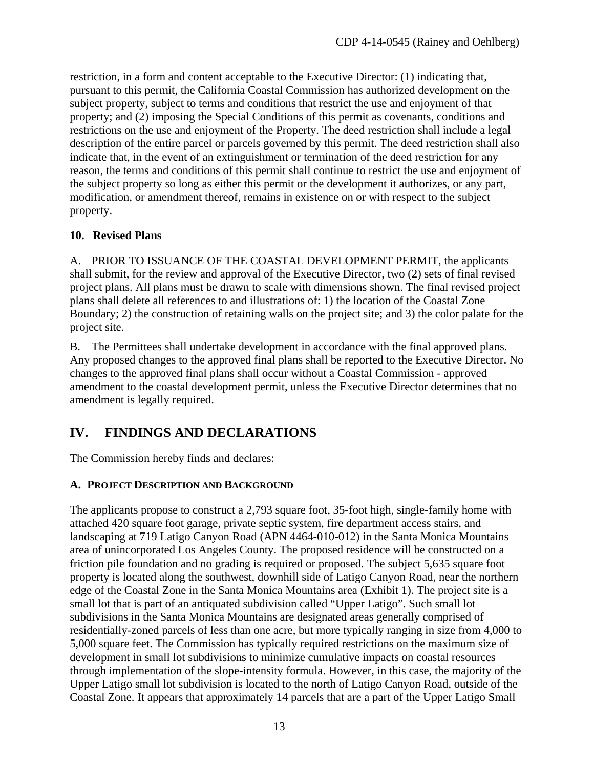restriction, in a form and content acceptable to the Executive Director: (1) indicating that, pursuant to this permit, the California Coastal Commission has authorized development on the subject property, subject to terms and conditions that restrict the use and enjoyment of that property; and (2) imposing the Special Conditions of this permit as covenants, conditions and restrictions on the use and enjoyment of the Property. The deed restriction shall include a legal description of the entire parcel or parcels governed by this permit. The deed restriction shall also indicate that, in the event of an extinguishment or termination of the deed restriction for any reason, the terms and conditions of this permit shall continue to restrict the use and enjoyment of the subject property so long as either this permit or the development it authorizes, or any part, modification, or amendment thereof, remains in existence on or with respect to the subject property.

**10. Revised Plans**

A. PRIOR TO ISSUANCE OF THE COASTAL DEVELOPMENT PERMIT, the applicants shall submit, for the review and approval of the Executive Director, two (2) sets of final revised project plans. All plans must be drawn to scale with dimensions shown. The final revised project plans shall delete all references to and illustrations of: 1) the location of the Coastal Zone Boundary; 2) the construction of retaining walls on the project site; and 3) the color palate for the project site.

B. The Permittees shall undertake development in accordance with the final approved plans. Any proposed changes to the approved final plans shall be reported to the Executive Director. No changes to the approved final plans shall occur without a Coastal Commission - approved amendment to the coastal development permit, unless the Executive Director determines that no amendment is legally required.

## IV. FINDINGS AND DECLARATIONS

The Commission hereby finds and declares:

### A. PROJECT DESCRIPTION AND BACKGROUND

The applicants propose to construct a 2,793 square foot, 35-foot high, single-family home with attached 420 square foot garage, private septic system, fire department access stairs, and landscaping at 719 Latigo Canyon Road (APN 4464-010-012) in the Santa Monica Mountains area of unincorporated Los Angeles County. The proposed residence will be constructed on a friction pile foundation and no grading is required or proposed. The subject 5,635 square foot property is located along the southwest, downhill side of Latigo Canyon Road, near the northern edge of the Coastal Zone in the Santa Monica Mountains area (Exhibit 1). The project site is a small lot that is part of an antiquated subdivision called "Upper Latigo". Such small lot subdivisions in the Santa Monica Mountains are designated areas generally comprised of residentially-zoned parcels of less than one acre, but more typically ranging in size from 4,000 to 5,000 square feet. The Commission has typically required restrictions on the maximum size of development in small lot subdivisions to minimize cumulative impacts on coastal resources through implementation of the slope-intensity formula. However, in this case, the majority of the Upper Latigo small lot subdivision is located to the north of Latigo Canyon Road, outside of the Coastal Zone. It appears that approximately 14 parcels that are a part of the Upper Latigo Small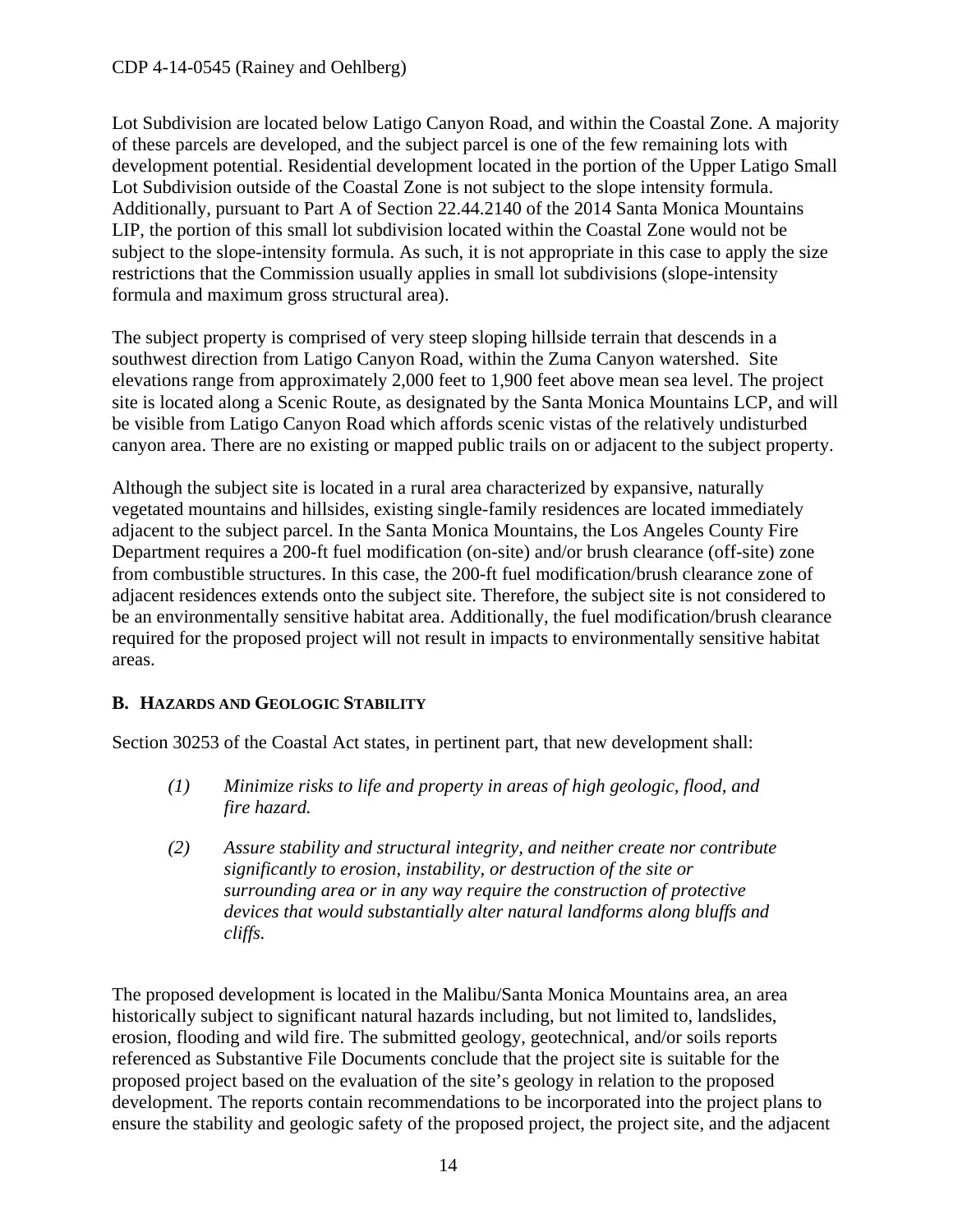Lot Subdivision are located below Latigo Canyon Road, and within the Coastal Zone. A majority of these parcels are developed, and the subject parcel is one of the few remaining lots with development potential. Residential development located in the portion of the Upper Latigo Small Lot Subdivision outside of the Coastal Zone is not subject to the slope intensity formula. Additionally, pursuant to Part A of Section 22.44.2140 of the 2014 Santa Monica Mountains LIP, the portion of this small lot subdivision located within the Coastal Zone would not be subject to the slope-intensity formula. As such, it is not appropriate in this case to apply the size restrictions that the Commission usually applies in small lot subdivisions (slope-intensity formula and maximum gross structural area).

The subject property is comprised of very steep sloping hillside terrain that descends in a southwest direction from Latigo Canyon Road, within the Zuma Canyon watershed. Site elevations range from approximately 2,000 feet to 1,900 feet above mean sea level. The project site is located along a Scenic Route, as designated by the Santa Monica Mountains LCP, and will be visible from Latigo Canyon Road which affords scenic vistas of the relatively undisturbed canyon area. There are no existing or mapped public trails on or adjacent to the subject property.

Although the subject site is located in a rural area characterized by expansive, naturally vegetated mountains and hillsides, existing single-family residences are located immediately adjacent to the subject parcel. In the Santa Monica Mountains, the Los Angeles County Fire Department requires a 200-ft fuel modification (on-site) and/or brush clearance (off-site) zone from combustible structures. In this case, the 200-ft fuel modification/brush clearance zone of adjacent residences extends onto the subject site. Therefore, the subject site is not considered to be an environmentally sensitive habitat area. Additionally, the fuel modification/brush clearance required for the proposed project will not result in impacts to environmentally sensitive habitat areas.

## B. Hazards and Geologic Stability

Section 30253 of the Coastal Act states, in pertinent part, that new development shall:

> *(1) Minimize risks to life and property in areas of high geologic, flood, and fire hazard.*
>
> *(2) Assure stability and structural integrity, and neither create nor contribute significantly to erosion, instability, or destruction of the site or surrounding area or in any way require the construction of protective devices that would substantially alter natural landforms along bluffs and cliffs.*

The proposed development is located in the Malibu/Santa Monica Mountains area, an area historically subject to significant natural hazards including, but not limited to, landslides, erosion, flooding and wild fire. The submitted geology, geotechnical, and/or soils reports referenced as Substantive File Documents conclude that the project site is suitable for the proposed project based on the evaluation of the site's geology in relation to the proposed development. The reports contain recommendations to be incorporated into the project plans to ensure the stability and geologic safety of the proposed project, the project site, and the adjacent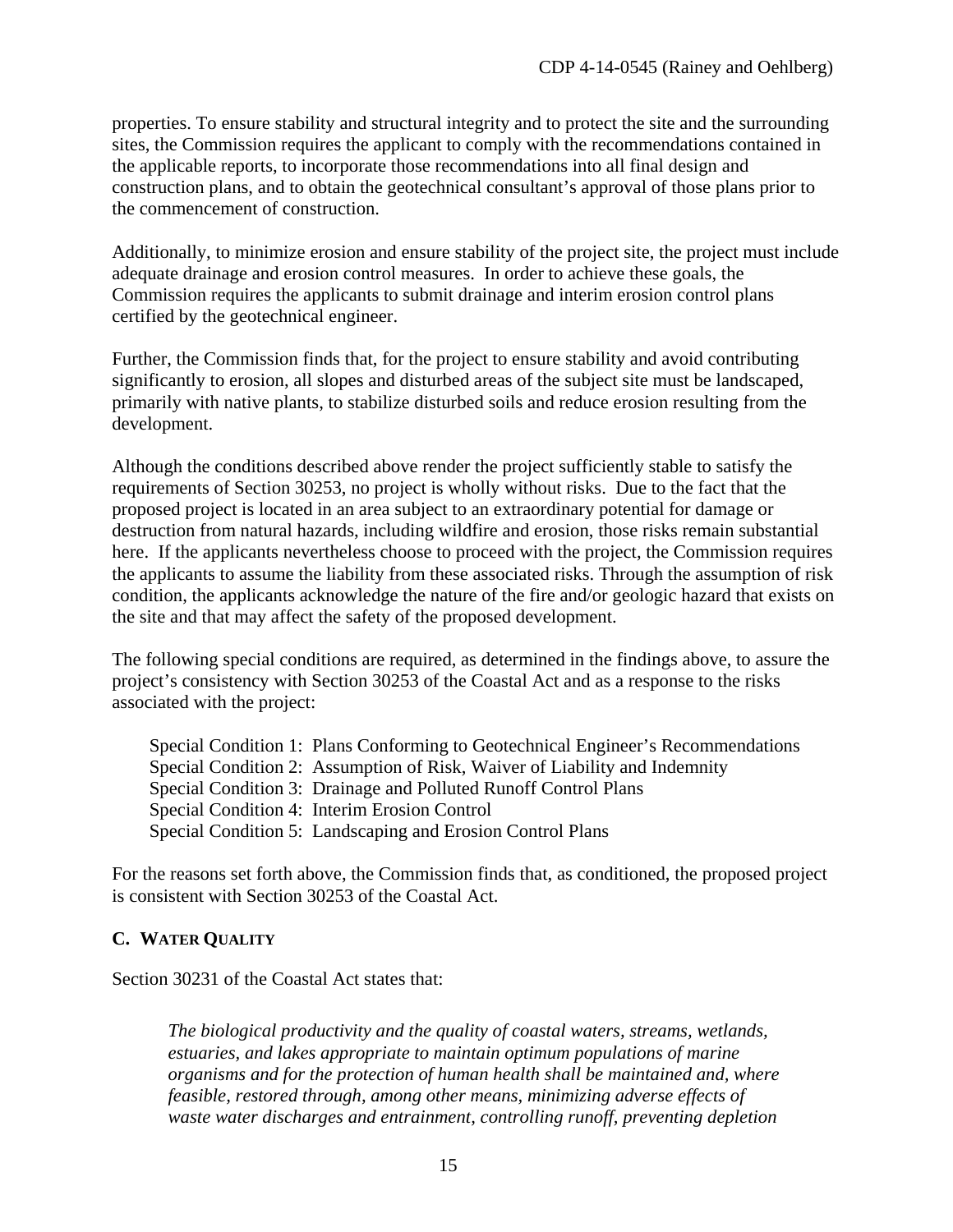properties. To ensure stability and structural integrity and to protect the site and the surrounding sites, the Commission requires the applicant to comply with the recommendations contained in the applicable reports, to incorporate those recommendations into all final design and construction plans, and to obtain the geotechnical consultant's approval of those plans prior to the commencement of construction.

Additionally, to minimize erosion and ensure stability of the project site, the project must include adequate drainage and erosion control measures. In order to achieve these goals, the Commission requires the applicants to submit drainage and interim erosion control plans certified by the geotechnical engineer.

Further, the Commission finds that, for the project to ensure stability and avoid contributing significantly to erosion, all slopes and disturbed areas of the subject site must be landscaped, primarily with native plants, to stabilize disturbed soils and reduce erosion resulting from the development.

Although the conditions described above render the project sufficiently stable to satisfy the requirements of Section 30253, no project is wholly without risks. Due to the fact that the proposed project is located in an area subject to an extraordinary potential for damage or destruction from natural hazards, including wildfire and erosion, those risks remain substantial here. If the applicants nevertheless choose to proceed with the project, the Commission requires the applicants to assume the liability from these associated risks. Through the assumption of risk condition, the applicants acknowledge the nature of the fire and/or geologic hazard that exists on the site and that may affect the safety of the proposed development.

The following special conditions are required, as determined in the findings above, to assure the project's consistency with Section 30253 of the Coastal Act and as a response to the risks associated with the project:

Special Condition 1: Plans Conforming to Geotechnical Engineer's Recommendations
Special Condition 2: Assumption of Risk, Waiver of Liability and Indemnity
Special Condition 3: Drainage and Polluted Runoff Control Plans
Special Condition 4: Interim Erosion Control
Special Condition 5: Landscaping and Erosion Control Plans

For the reasons set forth above, the Commission finds that, as conditioned, the proposed project is consistent with Section 30253 of the Coastal Act.

### C. Water Quality

Section 30231 of the Coastal Act states that:

> *The biological productivity and the quality of coastal waters, streams, wetlands, estuaries, and lakes appropriate to maintain optimum populations of marine organisms and for the protection of human health shall be maintained and, where feasible, restored through, among other means, minimizing adverse effects of waste water discharges and entrainment, controlling runoff, preventing depletion*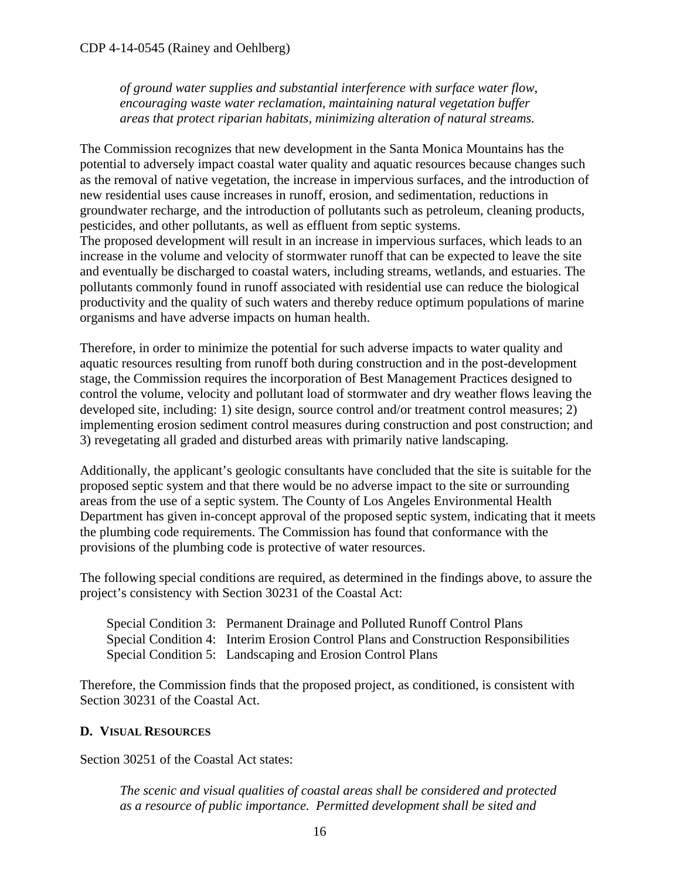*of ground water supplies and substantial interference with surface water flow, encouraging waste water reclamation, maintaining natural vegetation buffer areas that protect riparian habitats, minimizing alteration of natural streams.*

The Commission recognizes that new development in the Santa Monica Mountains has the potential to adversely impact coastal water quality and aquatic resources because changes such as the removal of native vegetation, the increase in impervious surfaces, and the introduction of new residential uses cause increases in runoff, erosion, and sedimentation, reductions in groundwater recharge, and the introduction of pollutants such as petroleum, cleaning products, pesticides, and other pollutants, as well as effluent from septic systems.
The proposed development will result in an increase in impervious surfaces, which leads to an increase in the volume and velocity of stormwater runoff that can be expected to leave the site and eventually be discharged to coastal waters, including streams, wetlands, and estuaries. The pollutants commonly found in runoff associated with residential use can reduce the biological productivity and the quality of such waters and thereby reduce optimum populations of marine organisms and have adverse impacts on human health.

Therefore, in order to minimize the potential for such adverse impacts to water quality and aquatic resources resulting from runoff both during construction and in the post-development stage, the Commission requires the incorporation of Best Management Practices designed to control the volume, velocity and pollutant load of stormwater and dry weather flows leaving the developed site, including: 1) site design, source control and/or treatment control measures; 2) implementing erosion sediment control measures during construction and post construction; and 3) revegetating all graded and disturbed areas with primarily native landscaping.

Additionally, the applicant's geologic consultants have concluded that the site is suitable for the proposed septic system and that there would be no adverse impact to the site or surrounding areas from the use of a septic system. The County of Los Angeles Environmental Health Department has given in-concept approval of the proposed septic system, indicating that it meets the plumbing code requirements. The Commission has found that conformance with the provisions of the plumbing code is protective of water resources.

The following special conditions are required, as determined in the findings above, to assure the project's consistency with Section 30231 of the Coastal Act:

Special Condition 3: Permanent Drainage and Polluted Runoff Control Plans
Special Condition 4: Interim Erosion Control Plans and Construction Responsibilities
Special Condition 5: Landscaping and Erosion Control Plans

Therefore, the Commission finds that the proposed project, as conditioned, is consistent with Section 30231 of the Coastal Act.

### D. VISUAL RESOURCES

Section 30251 of the Coastal Act states:

*The scenic and visual qualities of coastal areas shall be considered and protected as a resource of public importance. Permitted development shall be sited and*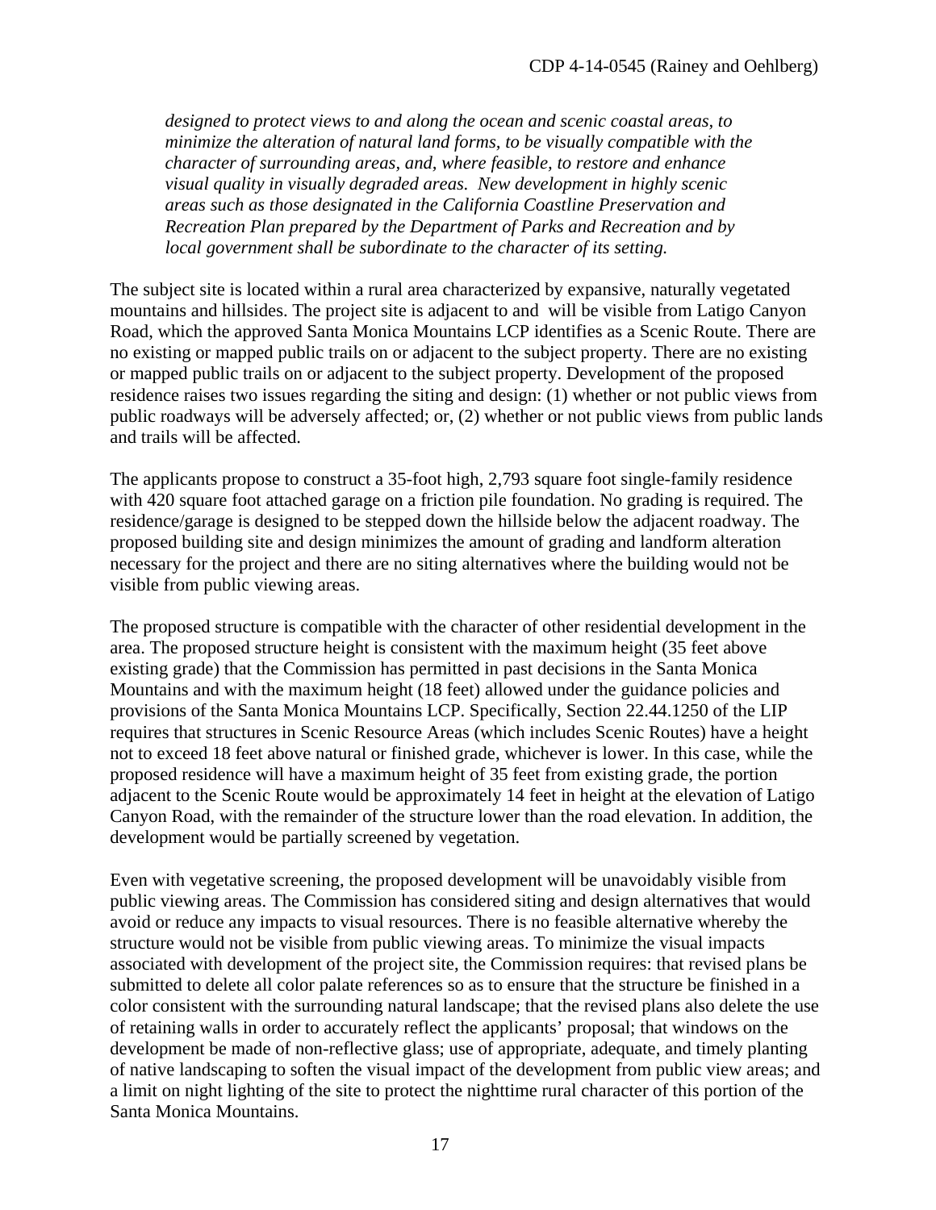*designed to protect views to and along the ocean and scenic coastal areas, to minimize the alteration of natural land forms, to be visually compatible with the character of surrounding areas, and, where feasible, to restore and enhance visual quality in visually degraded areas. New development in highly scenic areas such as those designated in the California Coastline Preservation and Recreation Plan prepared by the Department of Parks and Recreation and by local government shall be subordinate to the character of its setting.*

The subject site is located within a rural area characterized by expansive, naturally vegetated mountains and hillsides. The project site is adjacent to and will be visible from Latigo Canyon Road, which the approved Santa Monica Mountains LCP identifies as a Scenic Route. There are no existing or mapped public trails on or adjacent to the subject property. There are no existing or mapped public trails on or adjacent to the subject property. Development of the proposed residence raises two issues regarding the siting and design: (1) whether or not public views from public roadways will be adversely affected; or, (2) whether or not public views from public lands and trails will be affected.

The applicants propose to construct a 35-foot high, 2,793 square foot single-family residence with 420 square foot attached garage on a friction pile foundation. No grading is required. The residence/garage is designed to be stepped down the hillside below the adjacent roadway. The proposed building site and design minimizes the amount of grading and landform alteration necessary for the project and there are no siting alternatives where the building would not be visible from public viewing areas.

The proposed structure is compatible with the character of other residential development in the area. The proposed structure height is consistent with the maximum height (35 feet above existing grade) that the Commission has permitted in past decisions in the Santa Monica Mountains and with the maximum height (18 feet) allowed under the guidance policies and provisions of the Santa Monica Mountains LCP. Specifically, Section 22.44.1250 of the LIP requires that structures in Scenic Resource Areas (which includes Scenic Routes) have a height not to exceed 18 feet above natural or finished grade, whichever is lower. In this case, while the proposed residence will have a maximum height of 35 feet from existing grade, the portion adjacent to the Scenic Route would be approximately 14 feet in height at the elevation of Latigo Canyon Road, with the remainder of the structure lower than the road elevation. In addition, the development would be partially screened by vegetation.

Even with vegetative screening, the proposed development will be unavoidably visible from public viewing areas. The Commission has considered siting and design alternatives that would avoid or reduce any impacts to visual resources. There is no feasible alternative whereby the structure would not be visible from public viewing areas. To minimize the visual impacts associated with development of the project site, the Commission requires: that revised plans be submitted to delete all color palate references so as to ensure that the structure be finished in a color consistent with the surrounding natural landscape; that the revised plans also delete the use of retaining walls in order to accurately reflect the applicants' proposal; that windows on the development be made of non-reflective glass; use of appropriate, adequate, and timely planting of native landscaping to soften the visual impact of the development from public view areas; and a limit on night lighting of the site to protect the nighttime rural character of this portion of the Santa Monica Mountains.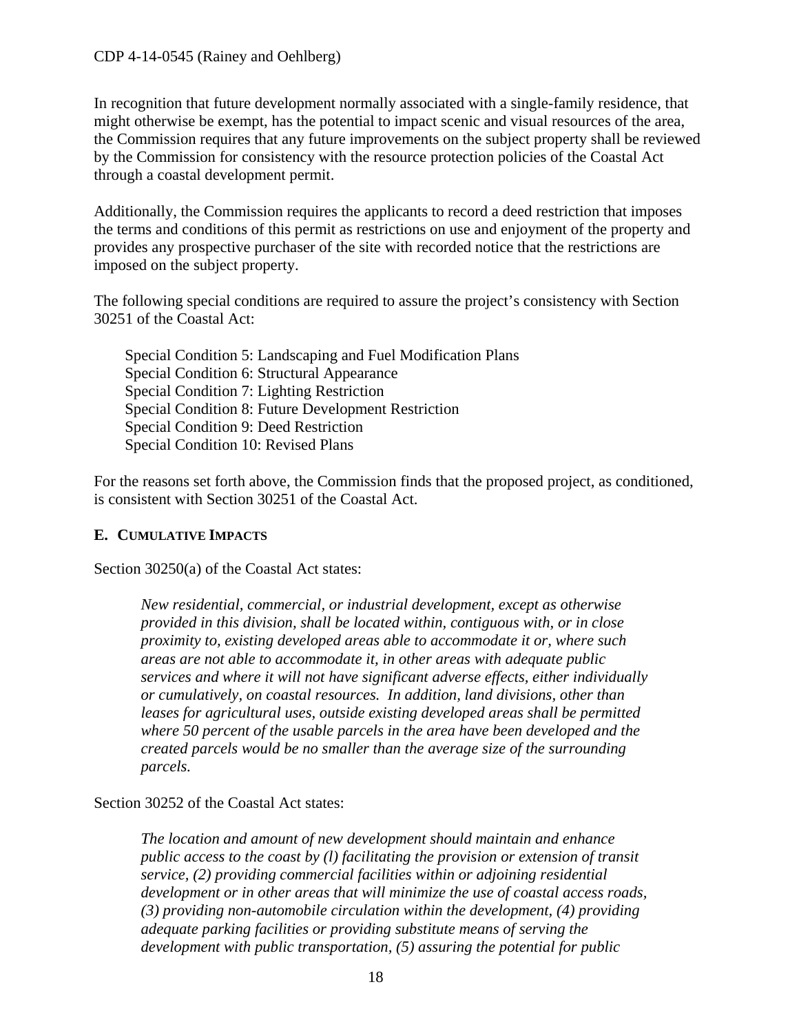In recognition that future development normally associated with a single-family residence, that might otherwise be exempt, has the potential to impact scenic and visual resources of the area, the Commission requires that any future improvements on the subject property shall be reviewed by the Commission for consistency with the resource protection policies of the Coastal Act through a coastal development permit.

Additionally, the Commission requires the applicants to record a deed restriction that imposes the terms and conditions of this permit as restrictions on use and enjoyment of the property and provides any prospective purchaser of the site with recorded notice that the restrictions are imposed on the subject property.

The following special conditions are required to assure the project's consistency with Section 30251 of the Coastal Act:

Special Condition 5: Landscaping and Fuel Modification Plans
Special Condition 6: Structural Appearance
Special Condition 7: Lighting Restriction
Special Condition 8: Future Development Restriction
Special Condition 9: Deed Restriction
Special Condition 10: Revised Plans

For the reasons set forth above, the Commission finds that the proposed project, as conditioned, is consistent with Section 30251 of the Coastal Act.

### E. CUMULATIVE IMPACTS

Section 30250(a) of the Coastal Act states:

> *New residential, commercial, or industrial development, except as otherwise provided in this division, shall be located within, contiguous with, or in close proximity to, existing developed areas able to accommodate it or, where such areas are not able to accommodate it, in other areas with adequate public services and where it will not have significant adverse effects, either individually or cumulatively, on coastal resources. In addition, land divisions, other than leases for agricultural uses, outside existing developed areas shall be permitted where 50 percent of the usable parcels in the area have been developed and the created parcels would be no smaller than the average size of the surrounding parcels.*

Section 30252 of the Coastal Act states:

> *The location and amount of new development should maintain and enhance public access to the coast by (l) facilitating the provision or extension of transit service, (2) providing commercial facilities within or adjoining residential development or in other areas that will minimize the use of coastal access roads, (3) providing non-automobile circulation within the development, (4) providing adequate parking facilities or providing substitute means of serving the development with public transportation, (5) assuring the potential for public*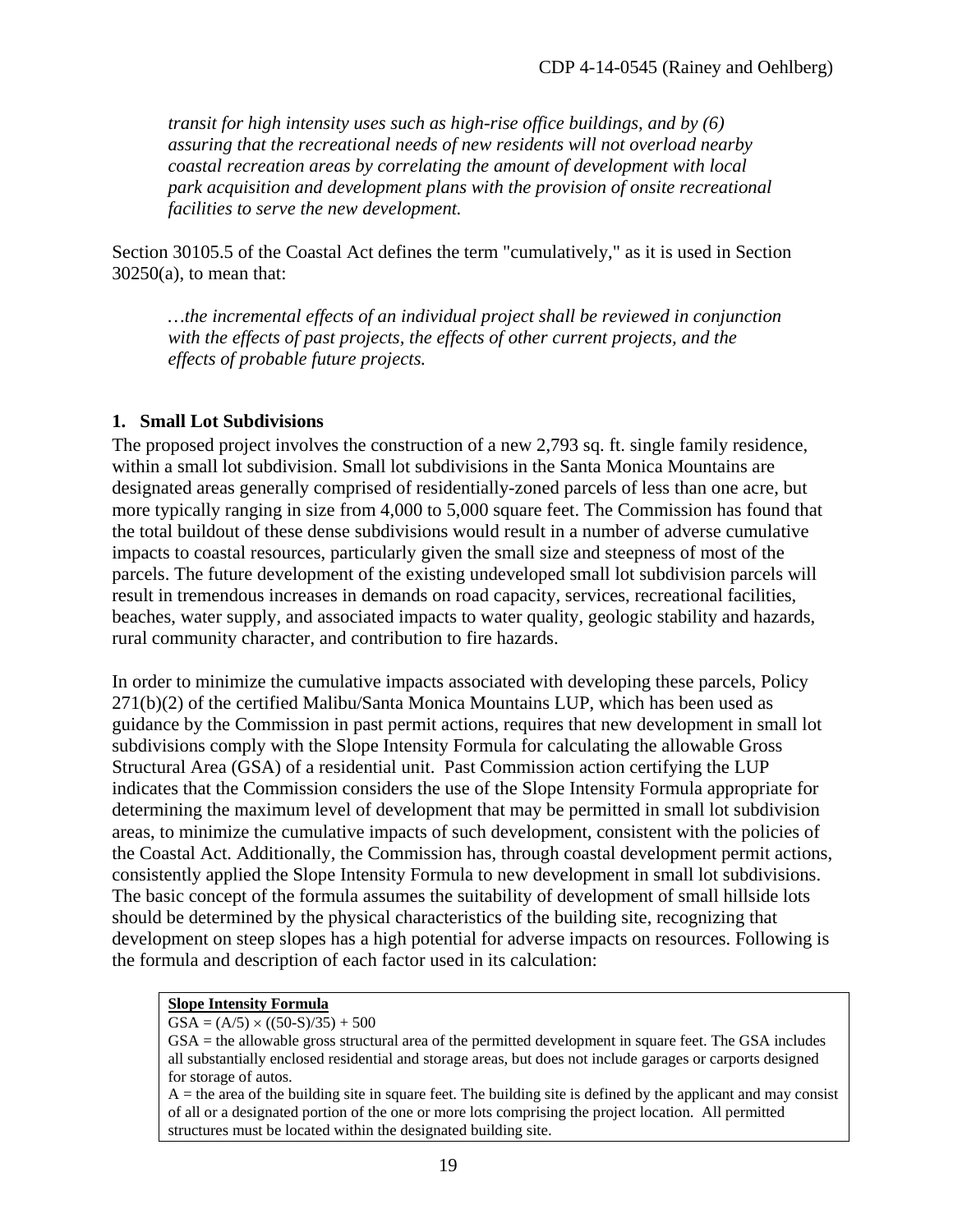*transit for high intensity uses such as high-rise office buildings, and by (6) assuring that the recreational needs of new residents will not overload nearby coastal recreation areas by correlating the amount of development with local park acquisition and development plans with the provision of onsite recreational facilities to serve the new development.*

Section 30105.5 of the Coastal Act defines the term "cumulatively," as it is used in Section 30250(a), to mean that:

*…the incremental effects of an individual project shall be reviewed in conjunction with the effects of past projects, the effects of other current projects, and the effects of probable future projects.*

### 1. Small Lot Subdivisions

The proposed project involves the construction of a new 2,793 sq. ft. single family residence, within a small lot subdivision. Small lot subdivisions in the Santa Monica Mountains are designated areas generally comprised of residentially-zoned parcels of less than one acre, but more typically ranging in size from 4,000 to 5,000 square feet. The Commission has found that the total buildout of these dense subdivisions would result in a number of adverse cumulative impacts to coastal resources, particularly given the small size and steepness of most of the parcels. The future development of the existing undeveloped small lot subdivision parcels will result in tremendous increases in demands on road capacity, services, recreational facilities, beaches, water supply, and associated impacts to water quality, geologic stability and hazards, rural community character, and contribution to fire hazards.

In order to minimize the cumulative impacts associated with developing these parcels, Policy 271(b)(2) of the certified Malibu/Santa Monica Mountains LUP, which has been used as guidance by the Commission in past permit actions, requires that new development in small lot subdivisions comply with the Slope Intensity Formula for calculating the allowable Gross Structural Area (GSA) of a residential unit. Past Commission action certifying the LUP indicates that the Commission considers the use of the Slope Intensity Formula appropriate for determining the maximum level of development that may be permitted in small lot subdivision areas, to minimize the cumulative impacts of such development, consistent with the policies of the Coastal Act. Additionally, the Commission has, through coastal development permit actions, consistently applied the Slope Intensity Formula to new development in small lot subdivisions. The basic concept of the formula assumes the suitability of development of small hillside lots should be determined by the physical characteristics of the building site, recognizing that development on steep slopes has a high potential for adverse impacts on resources. Following is the formula and description of each factor used in its calculation:

**Slope Intensity Formula**

$GSA = (A/5) \times ((50-S)/35) + 500$

GSA = the allowable gross structural area of the permitted development in square feet. The GSA includes all substantially enclosed residential and storage areas, but does not include garages or carports designed for storage of autos.

A = the area of the building site in square feet. The building site is defined by the applicant and may consist of all or a designated portion of the one or more lots comprising the project location. All permitted structures must be located within the designated building site.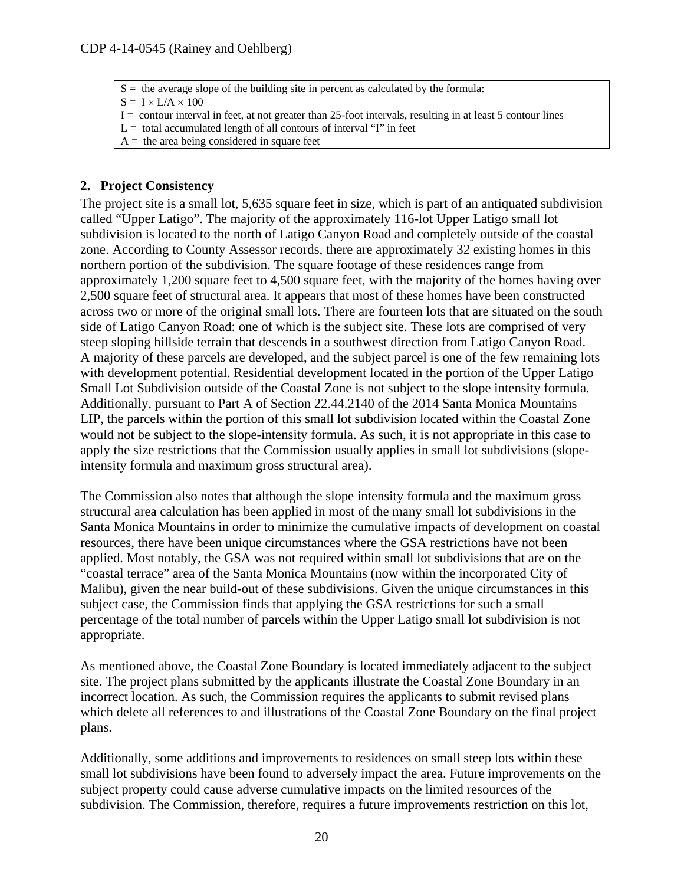S = the average slope of the building site in percent as calculated by the formula:
$S = I \times L/A \times 100$
I = contour interval in feet, at not greater than 25-foot intervals, resulting in at least 5 contour lines
L = total accumulated length of all contours of interval "I" in feet
A = the area being considered in square feet

## 2. Project Consistency

The project site is a small lot, 5,635 square feet in size, which is part of an antiquated subdivision called "Upper Latigo". The majority of the approximately 116-lot Upper Latigo small lot subdivision is located to the north of Latigo Canyon Road and completely outside of the coastal zone. According to County Assessor records, there are approximately 32 existing homes in this northern portion of the subdivision. The square footage of these residences range from approximately 1,200 square feet to 4,500 square feet, with the majority of the homes having over 2,500 square feet of structural area. It appears that most of these homes have been constructed across two or more of the original small lots. There are fourteen lots that are situated on the south side of Latigo Canyon Road: one of which is the subject site. These lots are comprised of very steep sloping hillside terrain that descends in a southwest direction from Latigo Canyon Road. A majority of these parcels are developed, and the subject parcel is one of the few remaining lots with development potential. Residential development located in the portion of the Upper Latigo Small Lot Subdivision outside of the Coastal Zone is not subject to the slope intensity formula. Additionally, pursuant to Part A of Section 22.44.2140 of the 2014 Santa Monica Mountains LIP, the parcels within the portion of this small lot subdivision located within the Coastal Zone would not be subject to the slope-intensity formula. As such, it is not appropriate in this case to apply the size restrictions that the Commission usually applies in small lot subdivisions (slope-intensity formula and maximum gross structural area).

The Commission also notes that although the slope intensity formula and the maximum gross structural area calculation has been applied in most of the many small lot subdivisions in the Santa Monica Mountains in order to minimize the cumulative impacts of development on coastal resources, there have been unique circumstances where the GSA restrictions have not been applied. Most notably, the GSA was not required within small lot subdivisions that are on the "coastal terrace" area of the Santa Monica Mountains (now within the incorporated City of Malibu), given the near build-out of these subdivisions. Given the unique circumstances in this subject case, the Commission finds that applying the GSA restrictions for such a small percentage of the total number of parcels within the Upper Latigo small lot subdivision is not appropriate.

As mentioned above, the Coastal Zone Boundary is located immediately adjacent to the subject site. The project plans submitted by the applicants illustrate the Coastal Zone Boundary in an incorrect location. As such, the Commission requires the applicants to submit revised plans which delete all references to and illustrations of the Coastal Zone Boundary on the final project plans.

Additionally, some additions and improvements to residences on small steep lots within these small lot subdivisions have been found to adversely impact the area. Future improvements on the subject property could cause adverse cumulative impacts on the limited resources of the subdivision. The Commission, therefore, requires a future improvements restriction on this lot,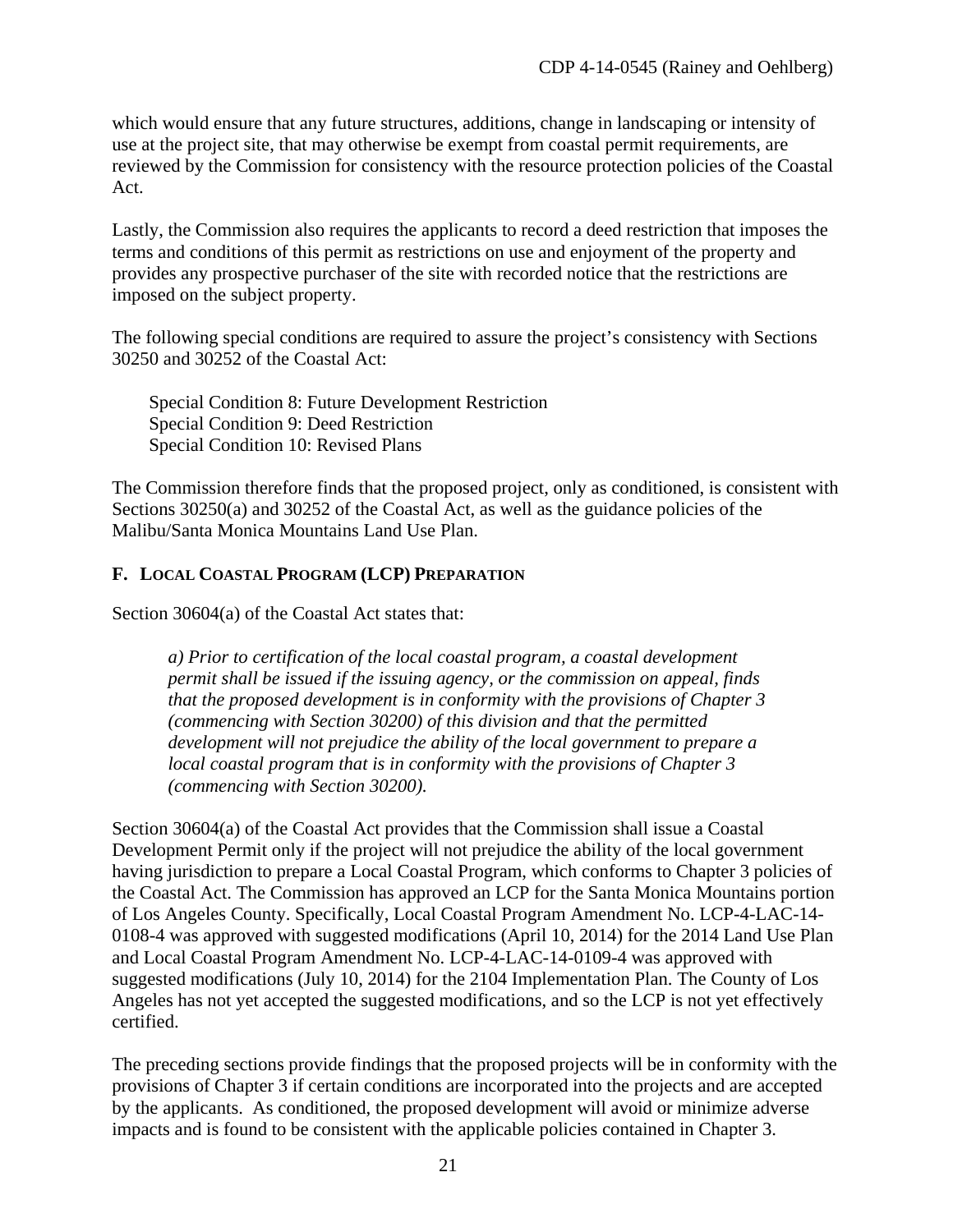which would ensure that any future structures, additions, change in landscaping or intensity of use at the project site, that may otherwise be exempt from coastal permit requirements, are reviewed by the Commission for consistency with the resource protection policies of the Coastal Act.

Lastly, the Commission also requires the applicants to record a deed restriction that imposes the terms and conditions of this permit as restrictions on use and enjoyment of the property and provides any prospective purchaser of the site with recorded notice that the restrictions are imposed on the subject property.

The following special conditions are required to assure the project's consistency with Sections 30250 and 30252 of the Coastal Act:

Special Condition 8: Future Development Restriction
Special Condition 9: Deed Restriction
Special Condition 10: Revised Plans

The Commission therefore finds that the proposed project, only as conditioned, is consistent with Sections 30250(a) and 30252 of the Coastal Act, as well as the guidance policies of the Malibu/Santa Monica Mountains Land Use Plan.

### F. Local Coastal Program (LCP) Preparation

Section 30604(a) of the Coastal Act states that:

> *a) Prior to certification of the local coastal program, a coastal development permit shall be issued if the issuing agency, or the commission on appeal, finds that the proposed development is in conformity with the provisions of Chapter 3 (commencing with Section 30200) of this division and that the permitted development will not prejudice the ability of the local government to prepare a local coastal program that is in conformity with the provisions of Chapter 3 (commencing with Section 30200).*

Section 30604(a) of the Coastal Act provides that the Commission shall issue a Coastal Development Permit only if the project will not prejudice the ability of the local government having jurisdiction to prepare a Local Coastal Program, which conforms to Chapter 3 policies of the Coastal Act. The Commission has approved an LCP for the Santa Monica Mountains portion of Los Angeles County. Specifically, Local Coastal Program Amendment No. LCP-4-LAC-14-0108-4 was approved with suggested modifications (April 10, 2014) for the 2014 Land Use Plan and Local Coastal Program Amendment No. LCP-4-LAC-14-0109-4 was approved with suggested modifications (July 10, 2014) for the 2104 Implementation Plan. The County of Los Angeles has not yet accepted the suggested modifications, and so the LCP is not yet effectively certified.

The preceding sections provide findings that the proposed projects will be in conformity with the provisions of Chapter 3 if certain conditions are incorporated into the projects and are accepted by the applicants. As conditioned, the proposed development will avoid or minimize adverse impacts and is found to be consistent with the applicable policies contained in Chapter 3.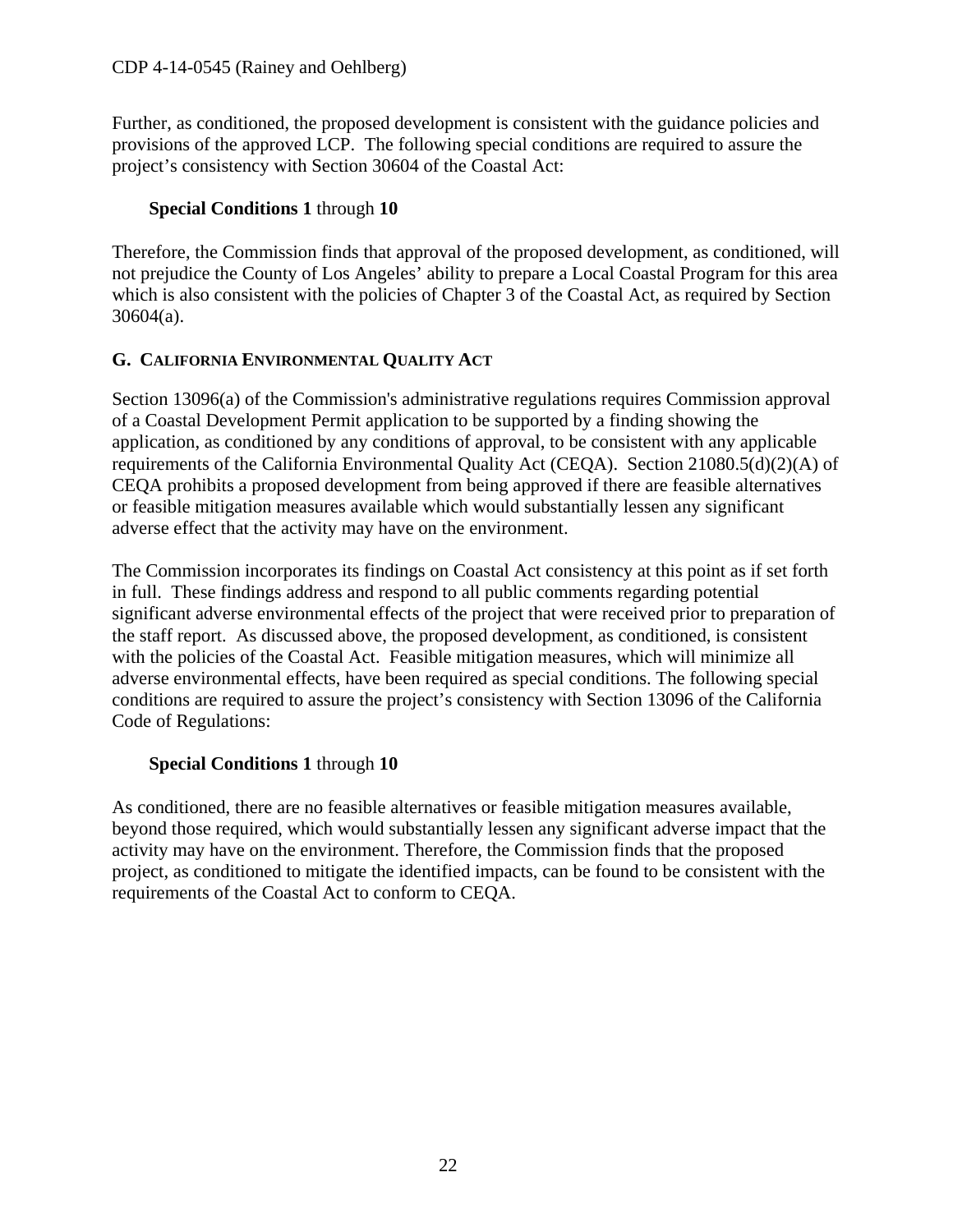Further, as conditioned, the proposed development is consistent with the guidance policies and provisions of the approved LCP. The following special conditions are required to assure the project's consistency with Section 30604 of the Coastal Act:

**Special Conditions 1** through **10**

Therefore, the Commission finds that approval of the proposed development, as conditioned, will not prejudice the County of Los Angeles' ability to prepare a Local Coastal Program for this area which is also consistent with the policies of Chapter 3 of the Coastal Act, as required by Section 30604(a).

## G. CALIFORNIA ENVIRONMENTAL QUALITY ACT

Section 13096(a) of the Commission's administrative regulations requires Commission approval of a Coastal Development Permit application to be supported by a finding showing the application, as conditioned by any conditions of approval, to be consistent with any applicable requirements of the California Environmental Quality Act (CEQA). Section 21080.5(d)(2)(A) of CEQA prohibits a proposed development from being approved if there are feasible alternatives or feasible mitigation measures available which would substantially lessen any significant adverse effect that the activity may have on the environment.

The Commission incorporates its findings on Coastal Act consistency at this point as if set forth in full. These findings address and respond to all public comments regarding potential significant adverse environmental effects of the project that were received prior to preparation of the staff report. As discussed above, the proposed development, as conditioned, is consistent with the policies of the Coastal Act. Feasible mitigation measures, which will minimize all adverse environmental effects, have been required as special conditions. The following special conditions are required to assure the project's consistency with Section 13096 of the California Code of Regulations:

**Special Conditions 1** through **10**

As conditioned, there are no feasible alternatives or feasible mitigation measures available, beyond those required, which would substantially lessen any significant adverse impact that the activity may have on the environment. Therefore, the Commission finds that the proposed project, as conditioned to mitigate the identified impacts, can be found to be consistent with the requirements of the Coastal Act to conform to CEQA.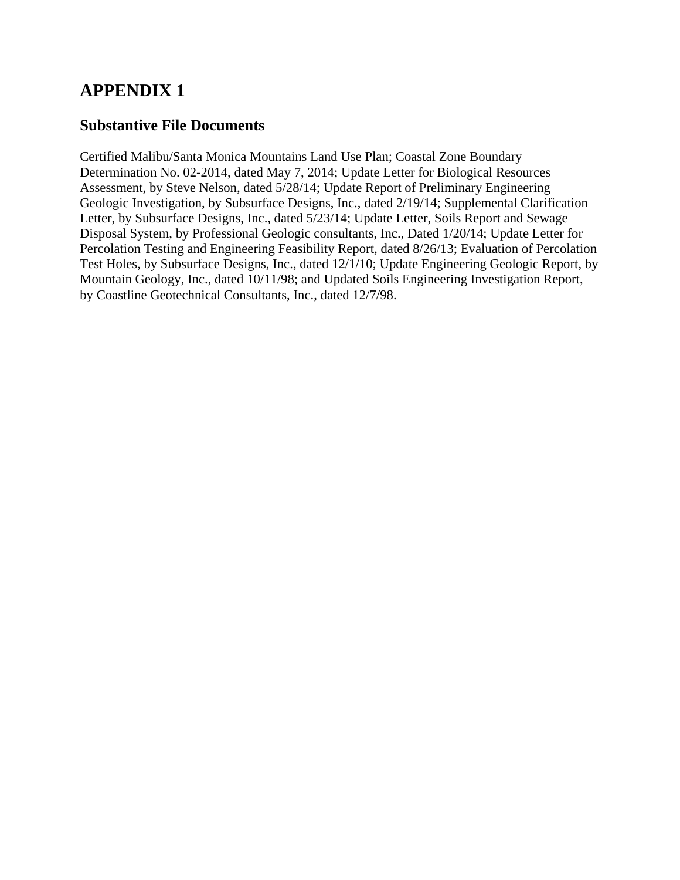# APPENDIX 1

## Substantive File Documents

Certified Malibu/Santa Monica Mountains Land Use Plan; Coastal Zone Boundary Determination No. 02-2014, dated May 7, 2014; Update Letter for Biological Resources Assessment, by Steve Nelson, dated 5/28/14; Update Report of Preliminary Engineering Geologic Investigation, by Subsurface Designs, Inc., dated 2/19/14; Supplemental Clarification Letter, by Subsurface Designs, Inc., dated 5/23/14; Update Letter, Soils Report and Sewage Disposal System, by Professional Geologic consultants, Inc., Dated 1/20/14; Update Letter for Percolation Testing and Engineering Feasibility Report, dated 8/26/13; Evaluation of Percolation Test Holes, by Subsurface Designs, Inc., dated 12/1/10; Update Engineering Geologic Report, by Mountain Geology, Inc., dated 10/11/98; and Updated Soils Engineering Investigation Report, by Coastline Geotechnical Consultants, Inc., dated 12/7/98.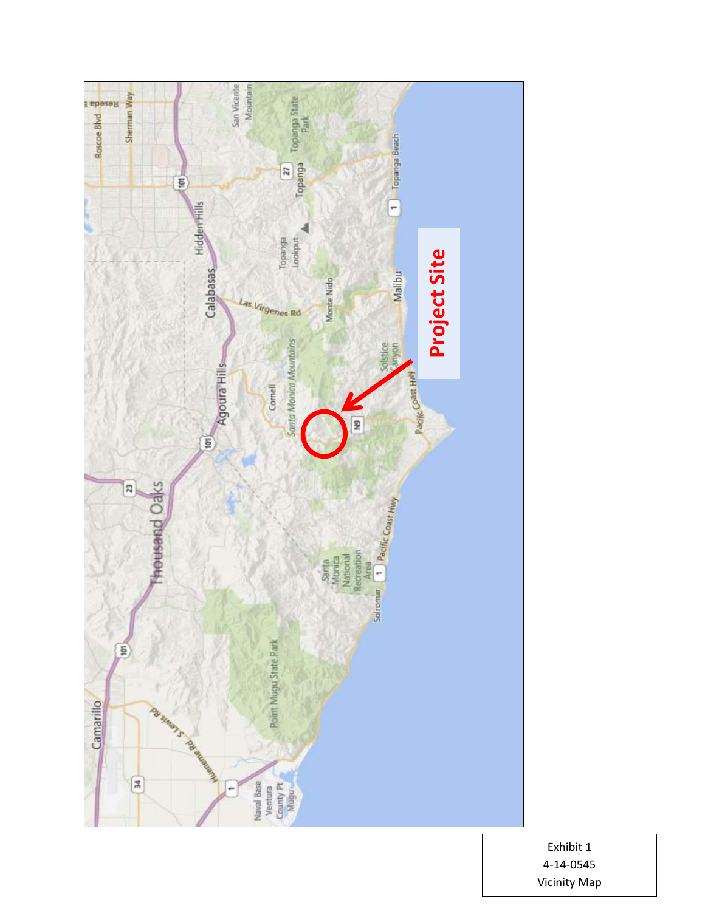Project Site

Exhibit 1
4-14-0545
Vicinity Map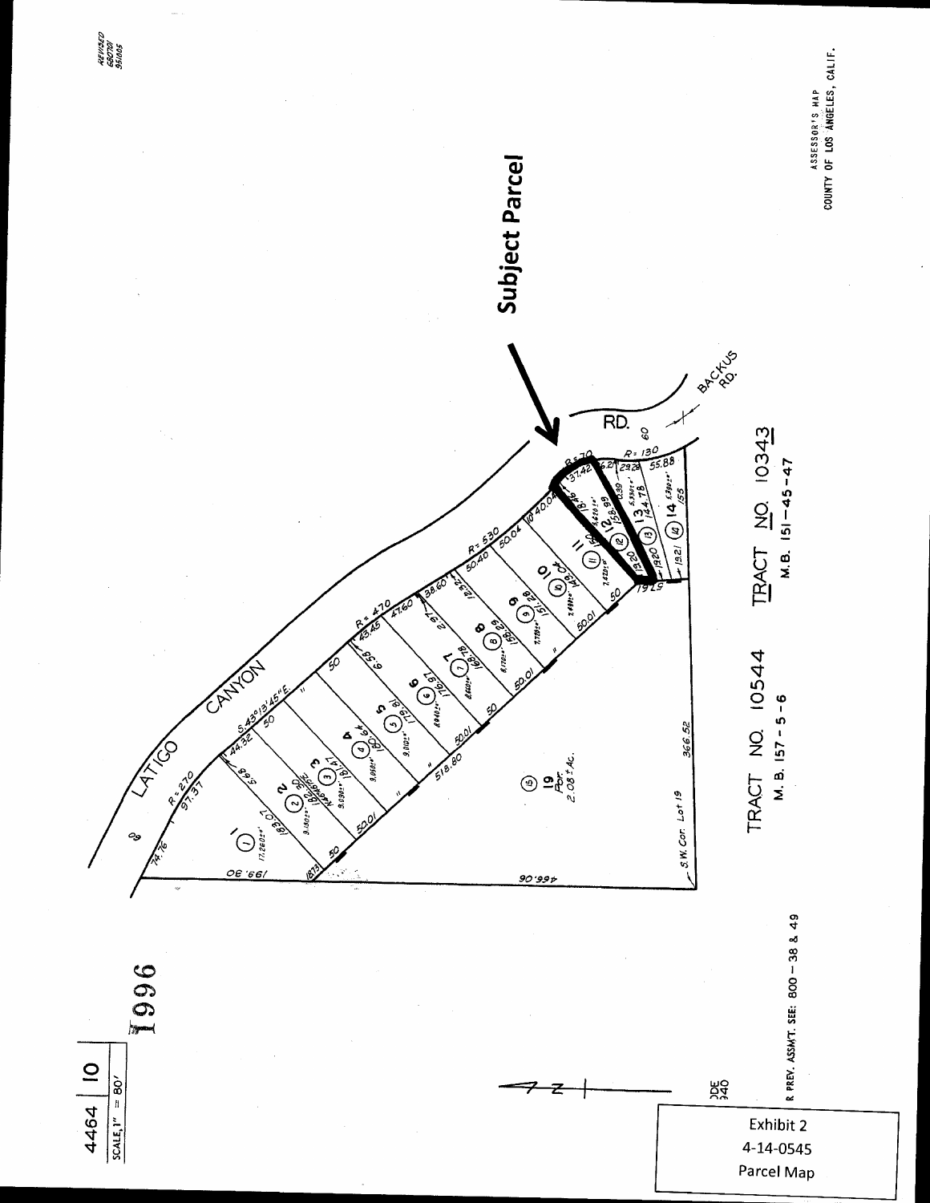4464 | 10

SCALE 1" = 80'

1996

REVISED
680701
951005

**Subject Parcel**

ASSESSOR'S MAP
COUNTY OF LOS ANGELES, CALIF.

LATIGO CANYON

RD.

BACKUS RD.

TRACT NO. 10544
M.B. 157 - 5 - 6

TRACT NO. 10343
M.B. 151 - 45 - 47

19
Por.
2.08± AC.

S.W. Cor. Lot 19

FOR PREV. ASSM'T. SEE: 800 - 38 & 49

Exhibit 2
4-14-0545
Parcel Map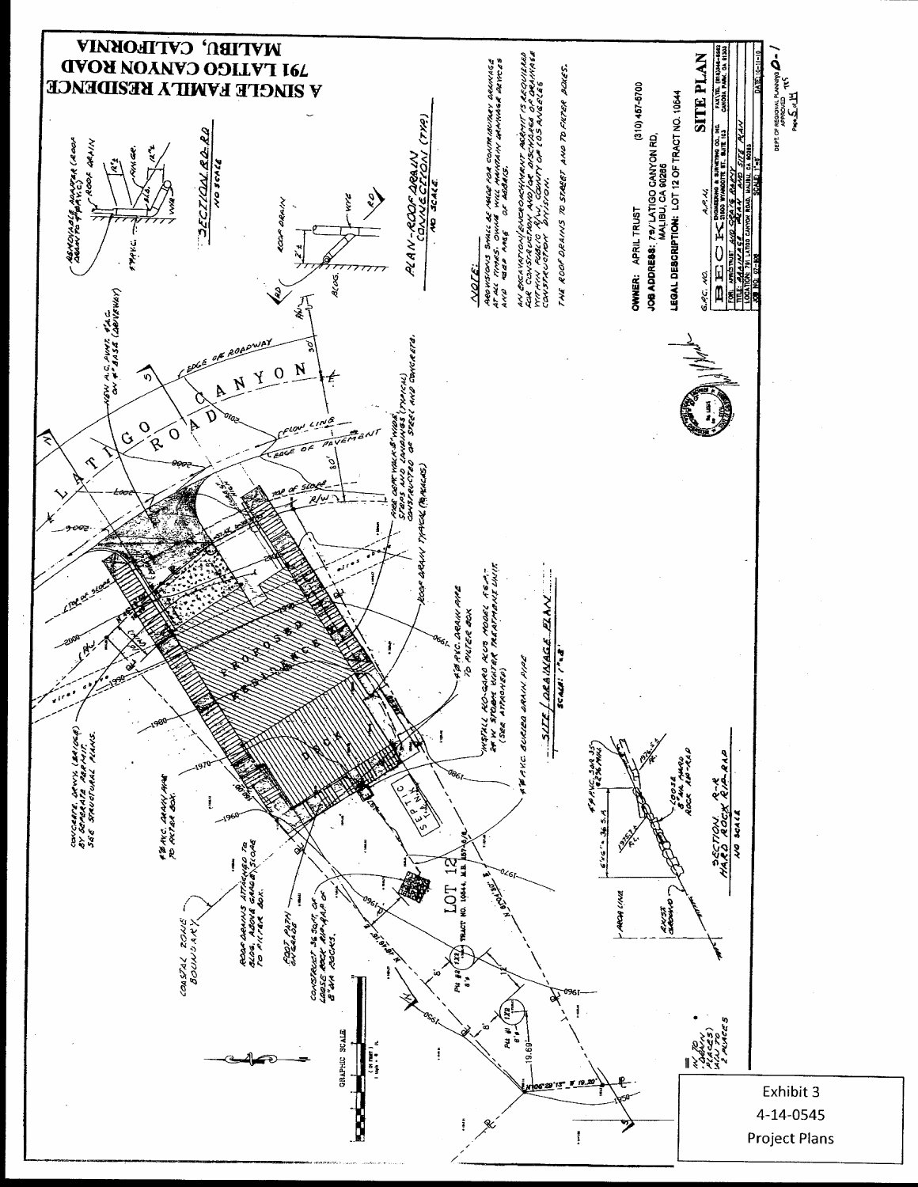# A SINGLE FAMILY RESIDENCE
## 791 LATIGO CANYON ROAD
## MALIBU, CALIFORNIA

REMOVABLE ADAPTER (ROOF DRAIN TO P.V.C.)

ROOF DRAIN

SECTION RD-RD
NO SCALE

ROOF DRAIN

BLDG.

WYE

PLAN-ROOF DRAIN CONNECTION (TYP.)
NO SCALE

NOTE:

PROVISIONS SHALL BE MADE FOR CONTRIBUTARY DRAINAGE AT ALL TIMES. OWNER WILL MAINTAIN DRAINAGE DEVICES AND KEEP FREE OF DEBRIS.

AN EXCAVATION/ENCROACHMENT PERMIT IS REQUIRED FOR CONSTRUCTION AND/OR DISCHARGE OF DRAINAGE WITHIN PUBLIC R/W, COUNTY OF LOS ANGELES CONSTRUCTION DIVISION.

THE ROOF DRAINS TO STREET AND TO FILTER BOXES.

OWNER: APRIL TRUST (310) 457-6700

JOB ADDRESS: 791 LATIGO CANYON RD, MALIBU, CA 90265

LEGAL DESCRIPTION: LOT 12 OF TRACT NO. 10644

SITE PLAN

LATIGO CANYON ROAD

EDGE OF ROADWAY

NEW A.C. PVMT. 4" A.C. ON 4" BASE (DRIVEWAY)

FLOW LINE

EDGE OF PAVEMENT

TOP OF SLOPE

R/W

FIRE DEPT. WALK 5' WIDE, STEPS AND LANDINGS (TYPICAL) CONSTRUCTED OF STEEL AND CONCRETE

ROOF DRAIN TYPICAL (PARKALS)

PROPOSED RESIDENCE

DECK

CONCRETE DRWY. (BRIDGE) BY SEPARATE PERMIT. SEE STRUCTURAL PLANS.

4" Ø P.V.C. DRAIN PIPE TO FILTER BOX

4" Ø P.V.C. DRAIN PIPE TO FILTER BOX

INSTALL KRISTAL KLEAR PLUS MODEL REAP-24 W STORM WATER TREATMENT UNIT (SEE ATTACHED)

4" Ø P.V.C. BURIED DRAIN PIPE

SITE / DRAINAGE PLAN
SCALE: 1"=8'

SEPTIC TANK

COASTAL ZONE BOUNDARY

ROOF DRAINS ATTACHED TO BLDG. ABOVE GRADE. SLOPE TO FILTER BOX.

FOOT PATH ON GRADE

CONSTRUCT 36 SQ.FT. OF LOOSE ROCK RIP-RAP OF 8" Ø H ROCKS

LOT 12
TRACT NO. 10644, M.B. 157-4/8

PH #2 (3X3) 8' Ø

PH #1 (3X3) 8' Ø

N 06°29'13" W 19.50'

4" Ø P.V.C. SCH. 35 @ 2% MIN.

LOOSE 8" Ø HARD ROCK RIP-RAP

EXIST. GROUND

PROP. LINE

SECTION R-R
HARD ROCK RIP-RAP
NO SCALE

GRAPHIC SCALE (IN FEET) 1 inch = 8 ft.

G.R.C. NO. | A.P.N.

BECK ENGINEERING & SURVEYING CO. INC. 21800 WYANDOTTE ST., SUITE 103, CANOGA PARK, CA 91303

FOR: APRIL TRUST AND GRACE RAMY

TITLE: DRAINAGE PLAN AND SITE PLAN

LOCATION: 791 LATIGO CANYON ROAD, MALIBU, CA 90265

JOB NO. 07-103 | SCALE: 1"=8'

DEPT. OF REGIONAL PLANNING APPROVED

D-1

Exhibit 3
4-14-0545
Project Plans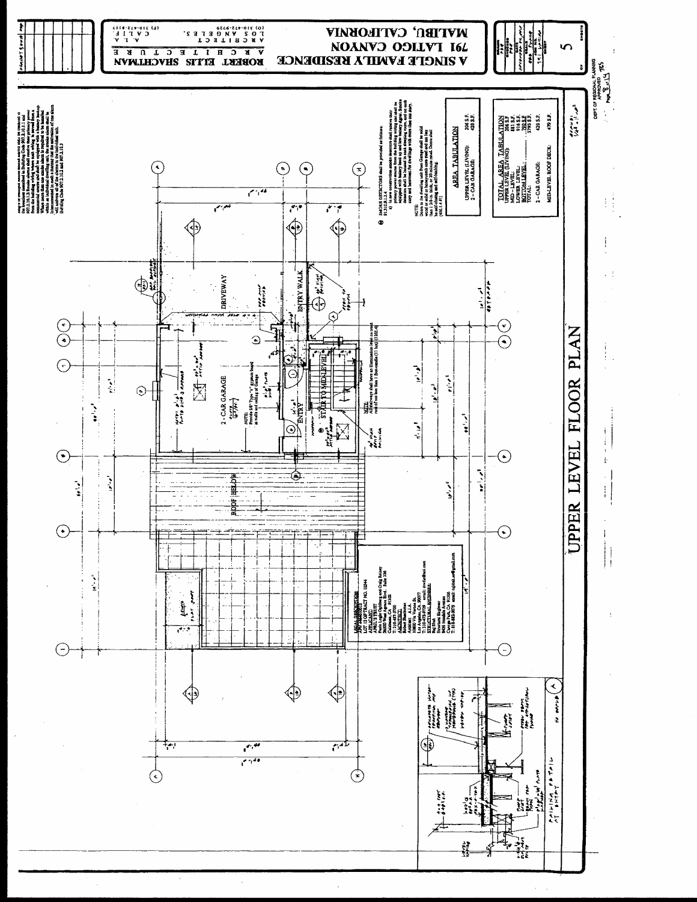# UPPER LEVEL FLOOR PLAN

## A SINGLE FAMILY RESIDENCE

791 LATIGO CANYON
MALIBU, CALIFORNIA

ROBERT ELLIS SHACHTMAN
A R C H I T E C T U R E
A R C H I T E C T A.I.A.
LOS ANGELES, CALIF.
(O) 310-472-9229 (F) 310-472-8119

Sheet: 5

DEPT OF REGIONAL PLANNING
APPROVED

2 - CAR GARAGE

NOTE: Provide 5/8" Type "X" gypsum board at walls and ceiling of Garage

DRIVEWAY

ENTRY WALK

ENTRY

STAIR TO MID-LEVEL

ROOF BELOW

NOTE: All stairways shall have an illumination level on tread runs of not less than 1 foot-candle (11 lux) (1205.4)

SMOKE DETECTORS shall be provided as follows:
a) In new construction smoke detectors shall receive their primary power source from the building wiring and shall be equipped with battery back up and low battery signal. Smoke detectors shall be located in each sleeping room, and on each story and basement for dwellings with more than one story.

NOTE: Doors to the dwelling unit from Garage shall be solid wood or solid or honeycomb core steel and not less than 1-3/8-in. thick, or 20 minute rated. Doors shall be self-closing and self-latching (406.1.4 #1)

### AREA TABULATION

| | |
|---|---|
| UPPER LEVEL (LIVING): | 206 S.F. |
| 2 - CAR GARAGE: | 420 S.F. |

### TOTAL AREA TABULATION

| | |
|---|---|
| UPPER LEVEL (LIVING): | 206 S.F. |
| MID - LEVEL: | 867 S.F. |
| LOWER LEVEL: | 916 S.F. |
| BOTTOM LEVEL: | 790 S.F. |
| TOTAL: | 2779 S.F. |
| 2 - CAR GARAGE: | 420 S.F. |
| MID-LEVEL ROOF DECK: | 479 S.F. |

LEGAL DESCRIPTION
APN: 4464-022-003
LOT 12 OF TRACT NO. 10544
APPLICANT:
APRIL'S TRUST
Paula Leigh Ogilvie and Craig Ramsey
26500 West Agoura Blvd. Suite 106
Calabasas, CA 91302
ARCHITECT:
Robert Shachtman
Architect A.I.A.
10860 Via Verona St.
Los Angeles, CA 90077
STRUCTURAL ENGINEER:
Raj Shah
Structural Engineer
Canoga Park, CA 91306

RAILING DETAIL AT ENTRY

Building Code 907.2.10.2 and 907.2.10.3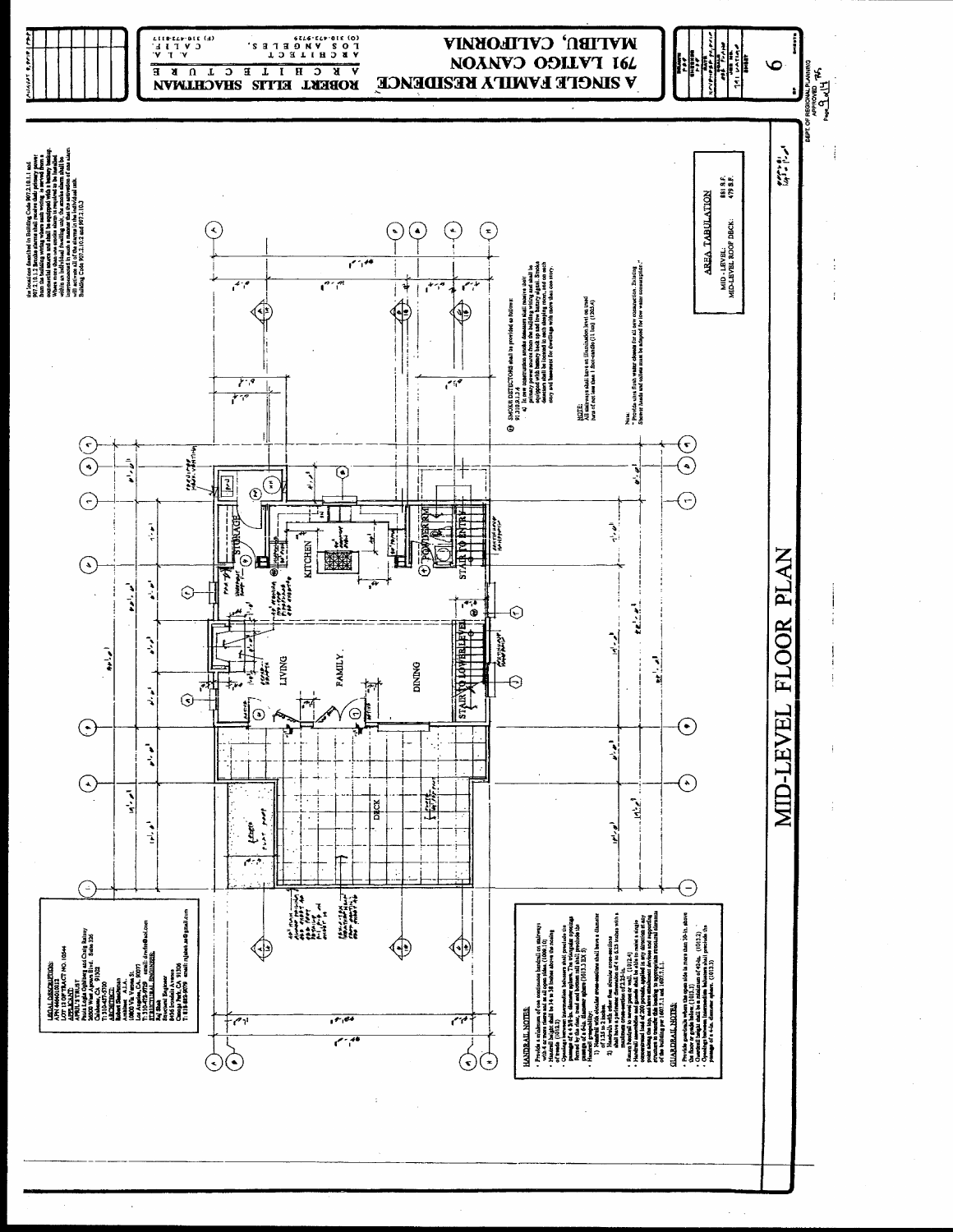# MID-LEVEL FLOOR PLAN

**A SINGLE FAMILY RESIDENCE**

**791 LATIGO CANYON**
**MALIBU, CALIFORNIA**

**ROBERT ELLIS SHACHTMAN**
A R C H I T E C T U R E
(O) 310-472-9729 LOS ANGELES, CALIF.
(F) 310-472-8177

Sheet 6

DEPT. OF REGIONAL PLANNING
APPROVED
Page 9 of 14

## AREA TABULATION

| | |
|---|---|
| MID - LEVEL: | 861 S.F. |
| MID-LEVEL ROOF DECK: | 479 S.F. |

DECK

LIVING

FAMILY

DINING

KITCHEN

STORAGE

POWDER RM

STAIR TO LOWER LEVEL

STAIR TO ENTRY

### LEGAL DESCRIPTION:

APN 4464-005-012
LOT 13 OF TRACT NO. 10544

APPLICANT:
Paula Legha Ogleby and Craig Ramsey
30000 West Agoura Rd. Suite 120
Calabasas, CA 91302

ARCHITECT:
Robert Shachtman
Architect A.I.A.
10800 Via Verona St.
Los Angeles, CA 90077
T: 310-472-9729 email: drshac@aol.com

STRUCTURAL ENGINEER:
Structural Engineer
Canoga Park, CA 91306
T: 818-883-9079

### HANDRAIL NOTES:

- Provide a minimum of one continuous handrail on stairways with 4 or more risers and at all open sides. (1009.10)
- Handrail height shall be 34 to 38 inches above the nosing of treads. (1012.2)
- Openings between intermediate balusters shall preclude the passage of a 4 3/8-in. diameter sphere. The triangular openings formed by the riser, tread and bottom rail shall preclude the passage of a 6-in. diameter sphere. (1013.3)
- Handrail graspability:
  1) Handrail with circular cross-sections shall have a diameter of 1.25 to 2 inches.
  2) Handrails with other than circular cross-sections shall have a perimeter dimension of 4 to 6.25 inches with a maximum cross-section of 2.25 in.
- Return handrail to wall or post. (1012.6)
- Handrail assemblies and guards shall be able to resist a single concentrated load of 200 pounds, applied in any direction at any point along the top, and have attachment devices and supporting structure to transfer this loading to appropriate structural elements of the building per 1607.7.1 and 1607.7.1.1.

### GUARDRAIL NOTES:

- Provide guardrails where the open side is more than 30-in. above the floor or grade below. (1013.1)
- Guardrail height shall be a minimum of 42-in. (1013.2)
- Openings between intermediate balusters shall preclude the passage of a 4-in. diameter sphere. (1013.3)

SMOKE DETECTORS shall be provided as follows:
907.2.10.1.2
a) In new construction smoke detectors shall receive their primary power source from the building wiring and shall be equipped with battery back up and low battery signal. Smoke detectors shall be located in each sleeping room, and on each story and basement for dwellings with more than one story.

NOTE:
All stairways shall have an illumination level on tread runs of not less than 1 foot-candle (11 lux). (1205.4)

Note:
* Provide ultra flush water closets for all new construction. Existing shower heads and toilets must be adapted for low water consumption.

...the locations described in Building Code 907.2.10.1.1 and 907.2.10.1.2. Smoke alarms shall receive their primary power from the building wiring where such wiring is served from a commercial source and shall be equipped with a battery backup. Where more than one smoke alarm is required to be installed within an individual dwelling unit, the smoke alarms shall be interconnected in such a manner that the activation of one alarm will activate all of the alarms in the individual unit. Building Code 907.2.10.2 and 907.2.10.3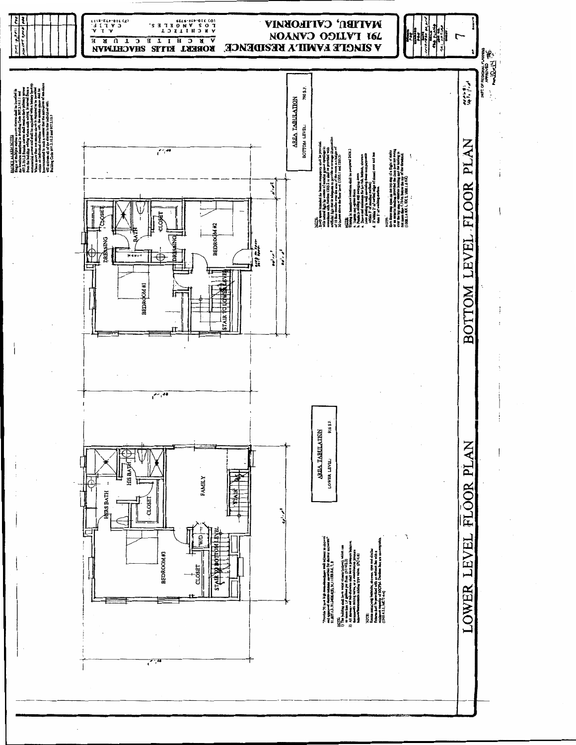# BOTTOM LEVEL FLOOR PLAN

# LOWER LEVEL FLOOR PLAN

**SMOKE ALARM NOTES**

**AREA TABULATION**

BOTTOM LEVEL: 790 S.F.

**AREA TABULATION**

LOWER LEVEL: 916 S.F.

BEDROOM #1

BEDROOM #2

DRESSING

DRESSING

CLOSET

CLOSET

BATH

STAIR TO LOWER LEVEL

BEDROOM #3

HERS BATH

HIS BATH

CLOSET

CLOSET

FAMILY

W/D

STAIR

STAIR TO BOTTOM LEVEL

A SINGLE FAMILY RESIDENCE

791 LATIGO CANYON

MALIBU, CALIFORNIA

ROBERT ELLIS SHACHTMAN

A R C H I T E C T U R E

A R C H I T E C T S

L O S A N G E L E S

A. I. A.

C A L I F

(O) 310-474-8739

(F) 310-474-8117

7

DEPT. OF REGIONAL PLANNING

APPROVED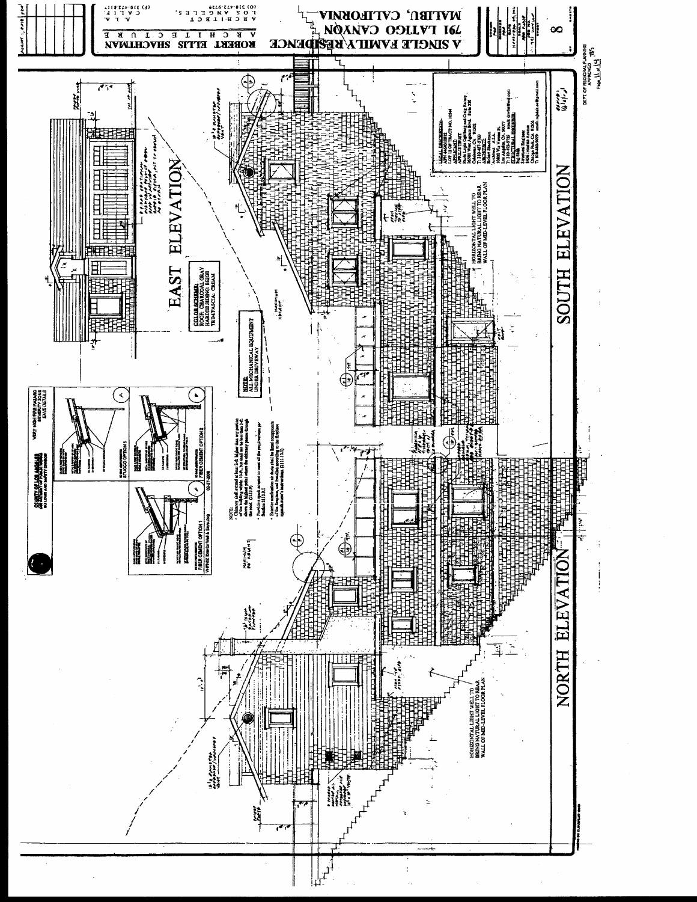# A SINGLE FAMILY RESIDENCE

## 791 LATIGO CANYON
## MALIBU, CALIFORNIA

ROBERT ELLIS SHACHTMAN
A R C H I T E C T U R E

A R C H I T E C T
L O S A N G E L E S
C A L I F
A. I. A.

(O) 310-472-9729
(F) 310-472-8117

8

## EAST ELEVATION

COLOR SCHEME:
ROOF: CHARCOAL GRAY
HARDIE SIDING: BEIGE
TRIM/FASCIA: CREAM

NOTE:
ALL MECHANICAL EQUIPMENT UNDER DRIVEWAY

MAXIMUM HEIGHT

NOTE:
- Chimney shall extend at least 2-ft. higher than any portion of the building within 10-ft., but shall not be less than 3-ft. above the highest point where the chimney passes through the roof. (2113.9)
- Provide a spark arrestor to meet all the requirements per Section 2113.9.1
- Exterior combustion air ducts shall be listed components of the fireplace, and installed according to the fireplace manufacturer's instructions. (2111.13.1)

COUNTY OF LOS ANGELES
DEPARTMENT OF PUBLIC WORKS
BUILDING AND SAFETY DIVISION

VERY HIGH FIRE HAZARD SEVERITY ZONE
EAVE DETAILS

STUCCO OPTION 3

FIBER CEMENT OPTION 2

FIBER CEMENT OPTION 1

VHFHSZ Exterior Wall & Eave.dwg
02-27-2008

HORIZONTAL LIGHT WELL TO BRING NATURAL LIGHT TO REAR WALL OF MID-LEVEL FLOOR PLAN

HORIZONTAL LIGHT WELL TO BRING NATURAL LIGHT TO REAR WALL OF MID-LEVEL FLOOR PLAN

LEGAL DESCRIPTION:
APN: 4464-010-012
LOT 12 OF TRACT NO. 10544
APPLICANT:
APRIL'S TRUST
Paula Leigh Ogilbsy and Craig Bailey
26500 West Agoura Blvd., Suite 202
Calabasas, CA 91302
ARCHITECT:
Robert Shachtman
Architect, A.I.A.
1800 Via Verona St.
Los Angeles, CA 90077
T: 310-472-9729
STRUCTURAL ENGINEER:
Raj Bhide
Structural Engineer
Canoga Park, CA 91306

## SOUTH ELEVATION

## NORTH ELEVATION

DEPT. OF REGIONAL PLANNING
APPROVED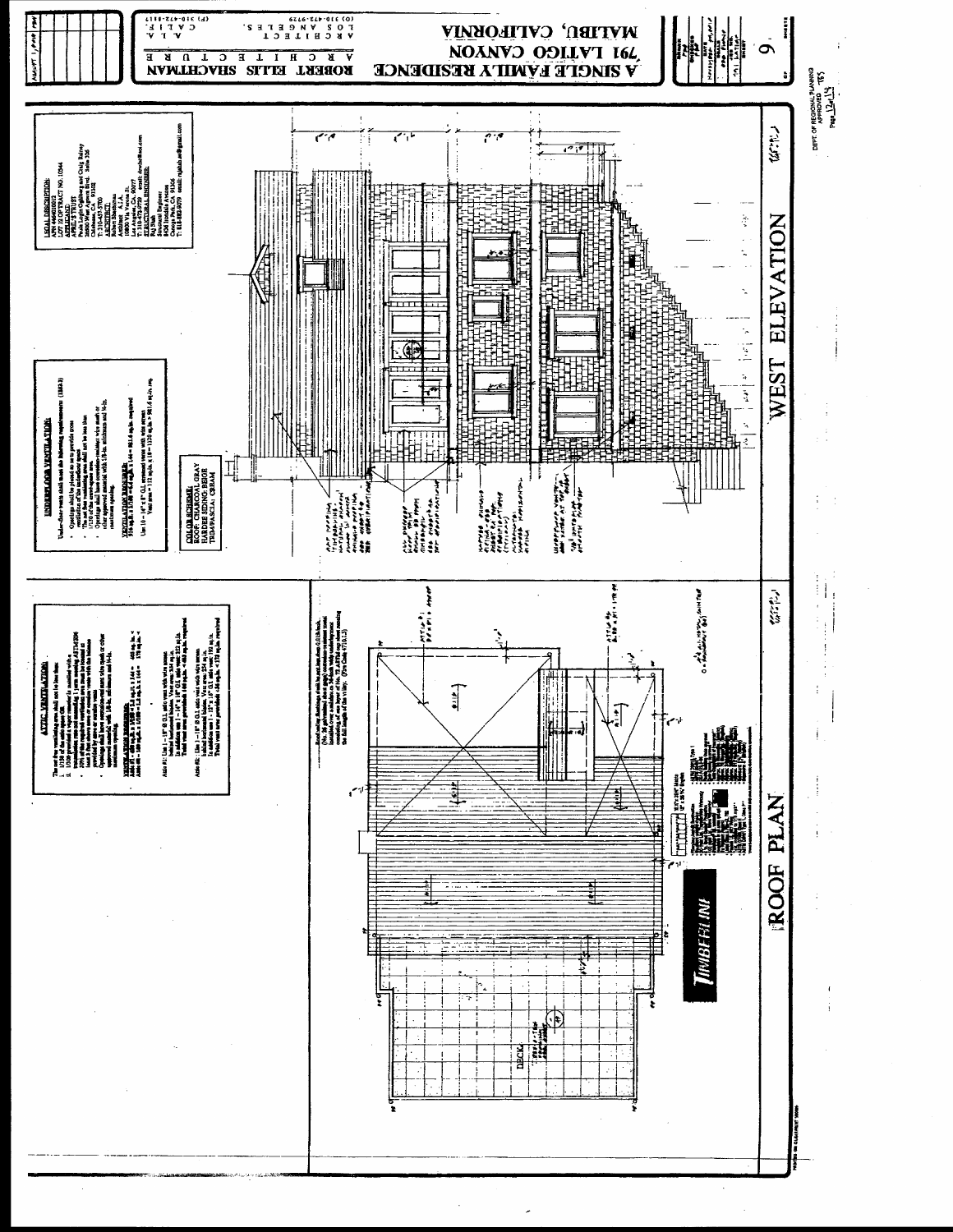# A SINGLE FAMILY RESIDENCE

## 791 LATIGO CANYON

## MALIBU, CALIFORNIA

ROBERT ELLIS SHACHTMAN
A R C H I T E C T U R E
L O S A N G E L E S, C A L I F.
A I A

(O) 310-472-9729
(F) 310-472-8117

9

## WEST ELEVATION

### LEGAL DESCRIPTION:

APN 4464020012
LOT 32 OF TRACT NO. 10544

### UNDERFLOOR VENTILATION:

Under-floor vents shall meet the following requirements (1203.3)

### COLOR SCHEME:

ROOF: CHARCOAL GRAY
HARDIE SIDING: BEIGE
TRIM/FASCIA: CREAM

## ROOF PLAN

### ATTIC VENTILATION:

DECK

TIMBERLINE

DEPT. OF REGIONAL PLANNING
APPROVED
Page 12 of 14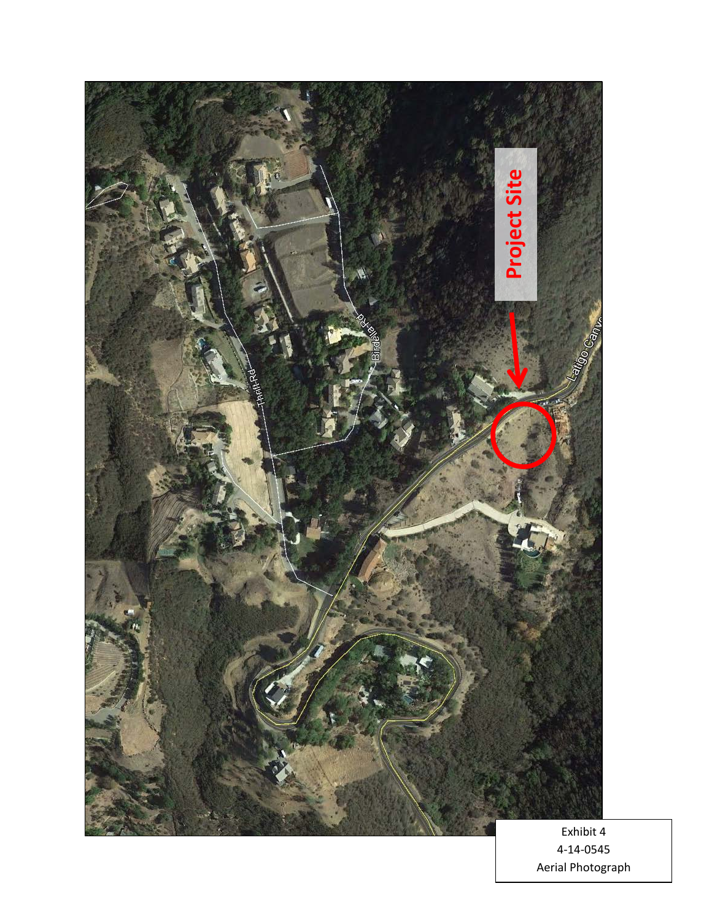Project Site

Thrift Rd

Birdella Rd

Latigo Canyo

Exhibit 4
4-14-0545
Aerial Photograph